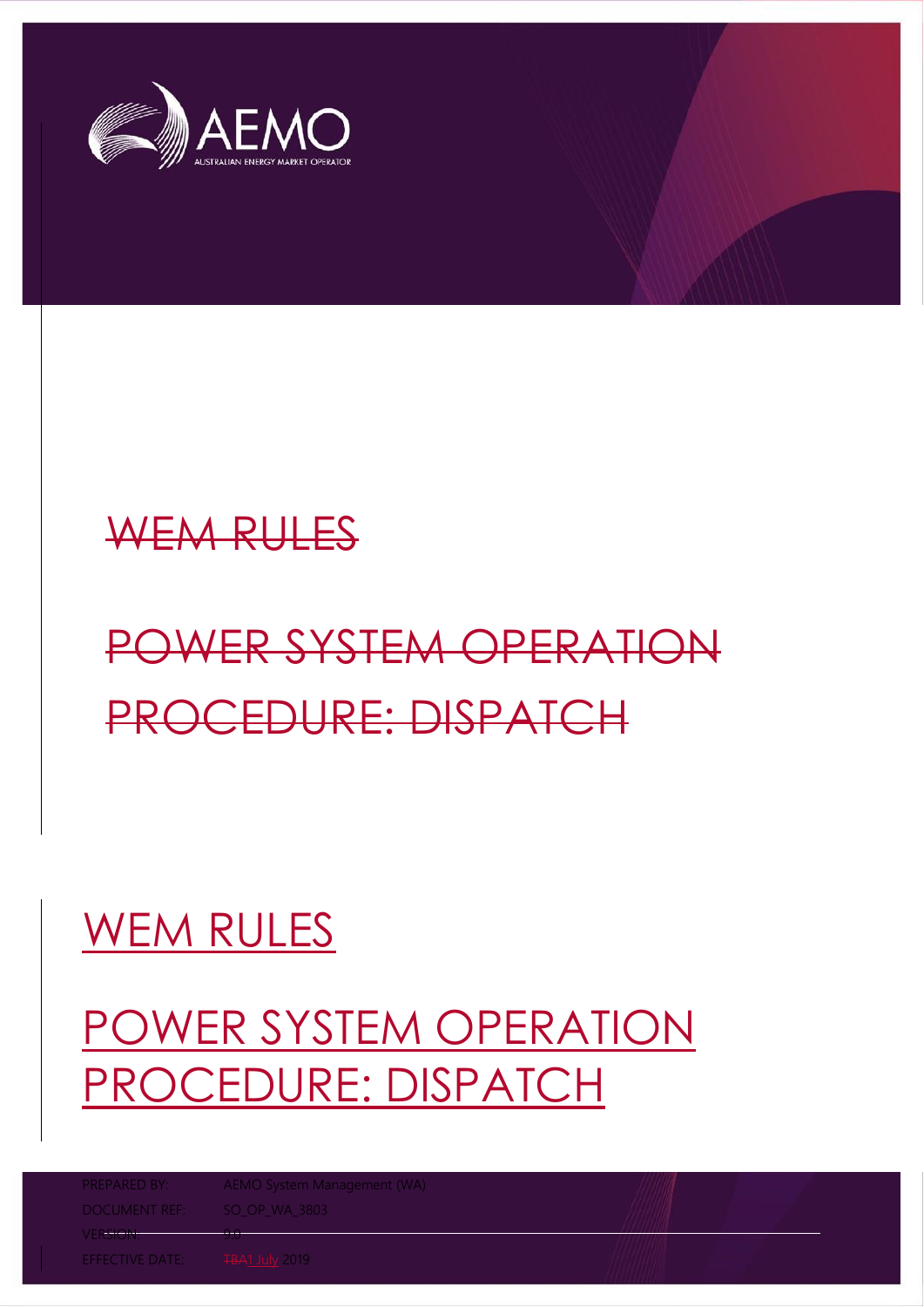# WEM RULES

# POWER SYSTEM OPERATION PROCEDURE: DISPATCH

| | |
|---|---|
| PREPARED BY: | AEMO System Management (WA) |
| DOCUMENT REF: | SO_OP_WA_3803 |
| VERSION: | 9.0 |
| EFFECTIVE DATE: | 1 July 2019 |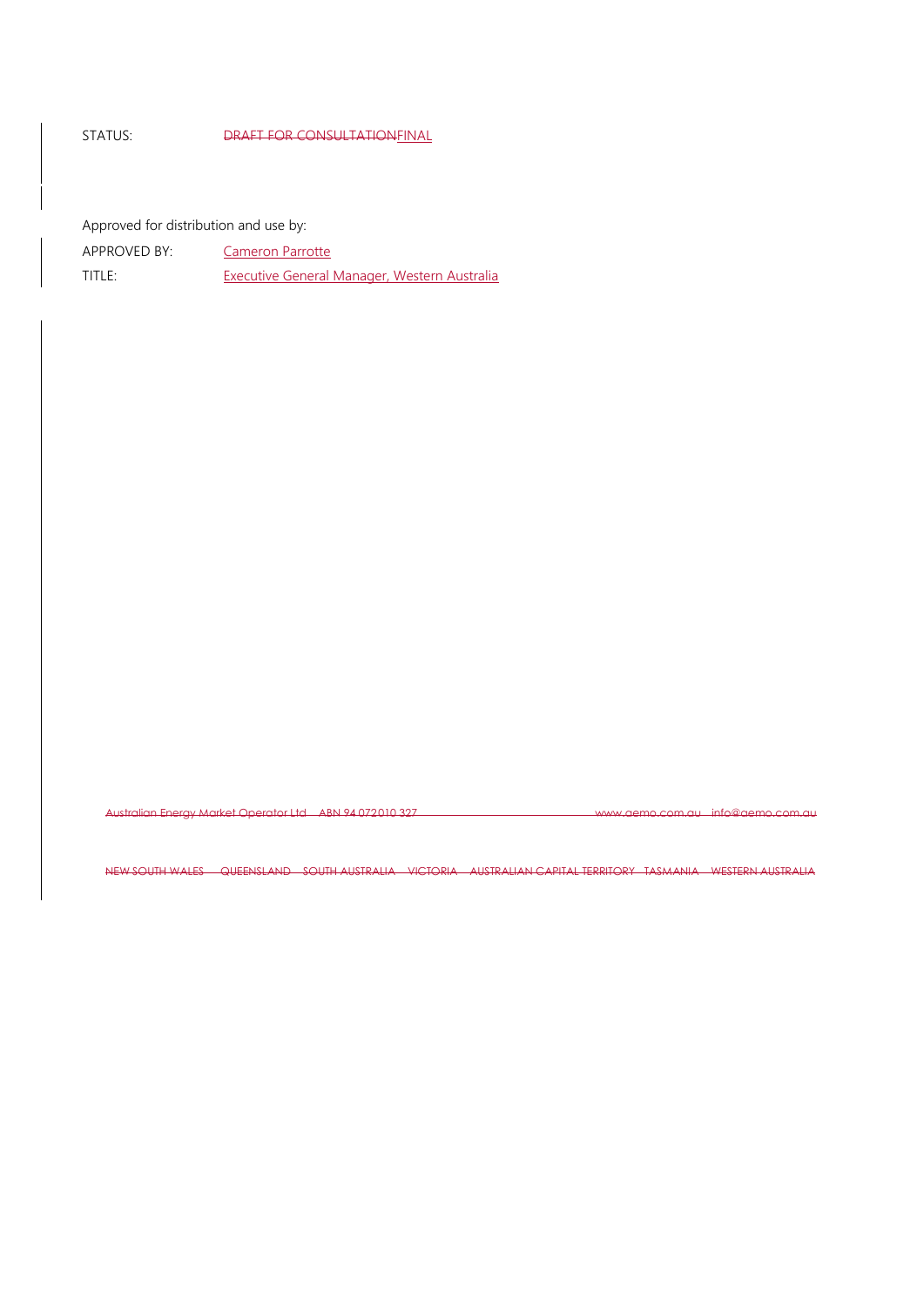STATUS: ~~DRAFT FOR CONSULTATION~~FINAL

Approved for distribution and use by:

APPROVED BY: Cameron Parrotte

TITLE: Executive General Manager, Western Australia

~~Australian Energy Market Operator Ltd ABN 94 072 010 327 www.aemo.com.au info@aemo.com.au~~

~~NEW SOUTH WALES QUEENSLAND SOUTH AUSTRALIA VICTORIA AUSTRALIAN CAPITAL TERRITORY TASMANIA WESTERN AUSTRALIA~~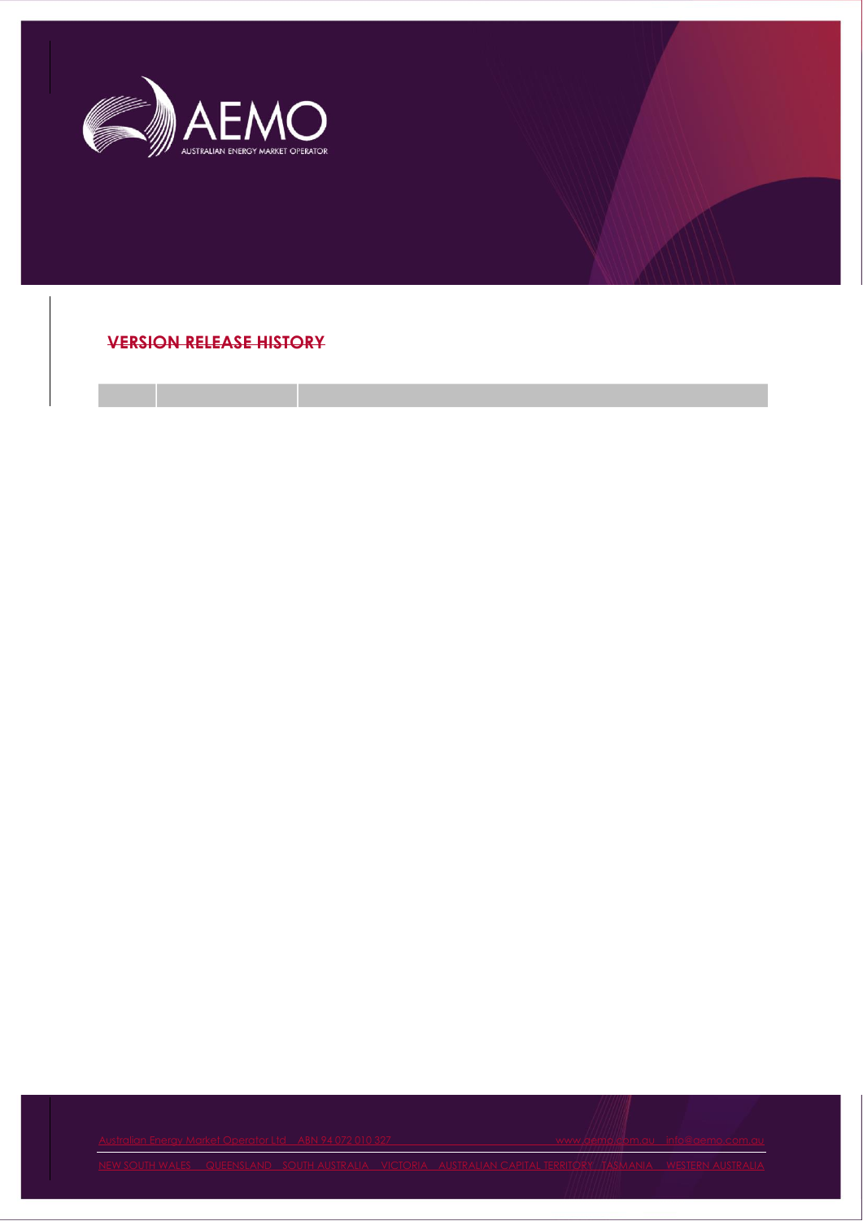## VERSION RELEASE HISTORY

| | | |
|---|---|---|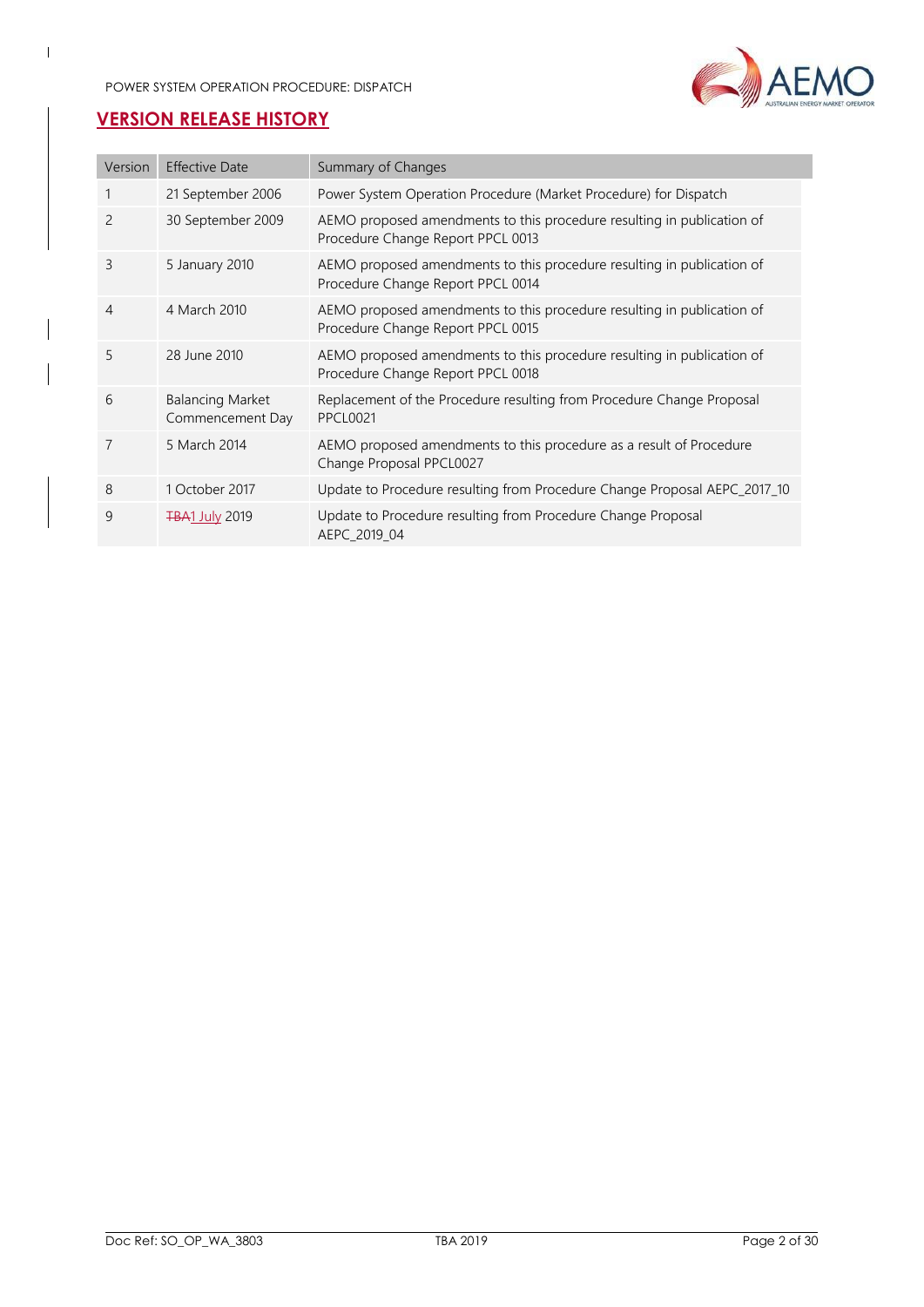## VERSION RELEASE HISTORY

| Version | Effective Date | Summary of Changes |
|---|---|---|
| 1 | 21 September 2006 | Power System Operation Procedure (Market Procedure) for Dispatch |
| 2 | 30 September 2009 | AEMO proposed amendments to this procedure resulting in publication of Procedure Change Report PPCL 0013 |
| 3 | 5 January 2010 | AEMO proposed amendments to this procedure resulting in publication of Procedure Change Report PPCL 0014 |
| 4 | 4 March 2010 | AEMO proposed amendments to this procedure resulting in publication of Procedure Change Report PPCL 0015 |
| 5 | 28 June 2010 | AEMO proposed amendments to this procedure resulting in publication of Procedure Change Report PPCL 0018 |
| 6 | Balancing Market Commencement Day | Replacement of the Procedure resulting from Procedure Change Proposal PPCL0021 |
| 7 | 5 March 2014 | AEMO proposed amendments to this procedure as a result of Procedure Change Proposal PPCL0027 |
| 8 | 1 October 2017 | Update to Procedure resulting from Procedure Change Proposal AEPC_2017_10 |
| 9 | ~~TBA~~1 July 2019 | Update to Procedure resulting from Procedure Change Proposal AEPC_2019_04 |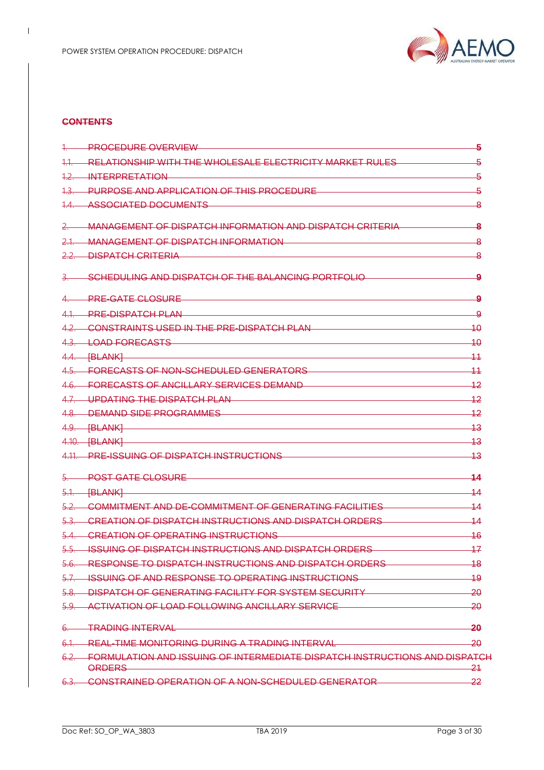## ~~CONTENTS~~

| | | |
|---|---|---|
| ~~1.~~ | ~~PROCEDURE OVERVIEW~~ | ~~5~~ |
| ~~1.1.~~ | ~~RELATIONSHIP WITH THE WHOLESALE ELECTRICITY MARKET RULES~~ | ~~5~~ |
| ~~1.2.~~ | ~~INTERPRETATION~~ | ~~5~~ |
| ~~1.3.~~ | ~~PURPOSE AND APPLICATION OF THIS PROCEDURE~~ | ~~5~~ |
| ~~1.4.~~ | ~~ASSOCIATED DOCUMENTS~~ | ~~8~~ |
| ~~2.~~ | ~~MANAGEMENT OF DISPATCH INFORMATION AND DISPATCH CRITERIA~~ | ~~8~~ |
| ~~2.1.~~ | ~~MANAGEMENT OF DISPATCH INFORMATION~~ | ~~8~~ |
| ~~2.2.~~ | ~~DISPATCH CRITERIA~~ | ~~8~~ |
| ~~3.~~ | ~~SCHEDULING AND DISPATCH OF THE BALANCING PORTFOLIO~~ | ~~9~~ |
| ~~4.~~ | ~~PRE-GATE CLOSURE~~ | ~~9~~ |
| ~~4.1.~~ | ~~PRE-DISPATCH PLAN~~ | ~~9~~ |
| ~~4.2.~~ | ~~CONSTRAINTS USED IN THE PRE-DISPATCH PLAN~~ | ~~10~~ |
| ~~4.3.~~ | ~~LOAD FORECASTS~~ | ~~10~~ |
| ~~4.4.~~ | ~~[BLANK]~~ | ~~11~~ |
| ~~4.5.~~ | ~~FORECASTS OF NON-SCHEDULED GENERATORS~~ | ~~11~~ |
| ~~4.6.~~ | ~~FORECASTS OF ANCILLARY SERVICES DEMAND~~ | ~~12~~ |
| ~~4.7.~~ | ~~UPDATING THE DISPATCH PLAN~~ | ~~12~~ |
| ~~4.8.~~ | ~~DEMAND SIDE PROGRAMMES~~ | ~~12~~ |
| ~~4.9.~~ | ~~[BLANK]~~ | ~~13~~ |
| ~~4.10.~~ | ~~[BLANK]~~ | ~~13~~ |
| ~~4.11.~~ | ~~PRE-ISSUING OF DISPATCH INSTRUCTIONS~~ | ~~13~~ |
| ~~5.~~ | ~~POST GATE CLOSURE~~ | ~~14~~ |
| ~~5.1.~~ | ~~[BLANK]~~ | ~~14~~ |
| ~~5.2.~~ | ~~COMMITMENT AND DE-COMMITMENT OF GENERATING FACILITIES~~ | ~~14~~ |
| ~~5.3.~~ | ~~CREATION OF DISPATCH INSTRUCTIONS AND DISPATCH ORDERS~~ | ~~14~~ |
| ~~5.4.~~ | ~~CREATION OF OPERATING INSTRUCTIONS~~ | ~~16~~ |
| ~~5.5.~~ | ~~ISSUING OF DISPATCH INSTRUCTIONS AND DISPATCH ORDERS~~ | ~~17~~ |
| ~~5.6.~~ | ~~RESPONSE TO DISPATCH INSTRUCTIONS AND DISPATCH ORDERS~~ | ~~18~~ |
| ~~5.7.~~ | ~~ISSUING OF AND RESPONSE TO OPERATING INSTRUCTIONS~~ | ~~19~~ |
| ~~5.8.~~ | ~~DISPATCH OF GENERATING FACILITY FOR SYSTEM SECURITY~~ | ~~20~~ |
| ~~5.9.~~ | ~~ACTIVATION OF LOAD FOLLOWING ANCILLARY SERVICE~~ | ~~20~~ |
| ~~6.~~ | ~~TRADING INTERVAL~~ | ~~20~~ |
| ~~6.1.~~ | ~~REAL-TIME MONITORING DURING A TRADING INTERVAL~~ | ~~20~~ |
| ~~6.2.~~ | ~~FORMULATION AND ISSUING OF INTERMEDIATE DISPATCH INSTRUCTIONS AND DISPATCH ORDERS~~ | ~~21~~ |
| ~~6.3.~~ | ~~CONSTRAINED OPERATION OF A NON-SCHEDULED GENERATOR~~ | ~~22~~ |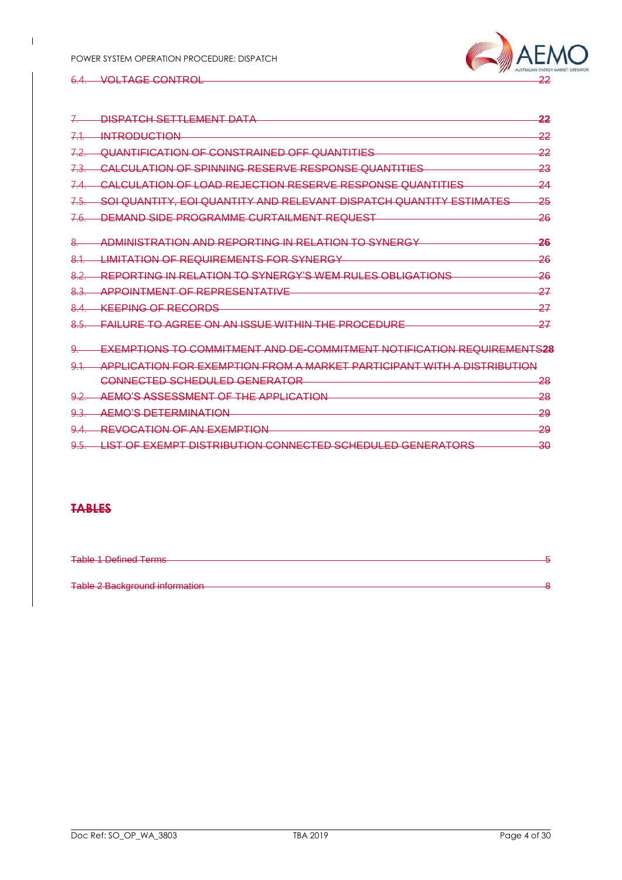6.4. VOLTAGE CONTROL 22

7. DISPATCH SETTLEMENT DATA 22

7.1. INTRODUCTION 22

7.2. QUANTIFICATION OF CONSTRAINED OFF QUANTITIES 22

7.3. CALCULATION OF SPINNING RESERVE RESPONSE QUANTITIES 23

7.4. CALCULATION OF LOAD REJECTION RESERVE RESPONSE QUANTITIES 24

7.5. SOI QUANTITY, EOI QUANTITY AND RELEVANT DISPATCH QUANTITY ESTIMATES 25

7.6. DEMAND SIDE PROGRAMME CURTAILMENT REQUEST 26

8. ADMINISTRATION AND REPORTING IN RELATION TO SYNERGY 26

8.1. LIMITATION OF REQUIREMENTS FOR SYNERGY 26

8.2. REPORTING IN RELATION TO SYNERGY'S WEM RULES OBLIGATIONS 26

8.3. APPOINTMENT OF REPRESENTATIVE 27

8.4. KEEPING OF RECORDS 27

8.5. FAILURE TO AGREE ON AN ISSUE WITHIN THE PROCEDURE 27

9. EXEMPTIONS TO COMMITMENT AND DE-COMMITMENT NOTIFICATION REQUIREMENTS 28

9.1. APPLICATION FOR EXEMPTION FROM A MARKET PARTICIPANT WITH A DISTRIBUTION CONNECTED SCHEDULED GENERATOR 28

9.2. AEMO'S ASSESSMENT OF THE APPLICATION 28

9.3. AEMO'S DETERMINATION 29

9.4. REVOCATION OF AN EXEMPTION 29

9.5. LIST OF EXEMPT DISTRIBUTION CONNECTED SCHEDULED GENERATORS 30

**TABLES**

Table 1 Defined Terms 5

Table 2 Background information 8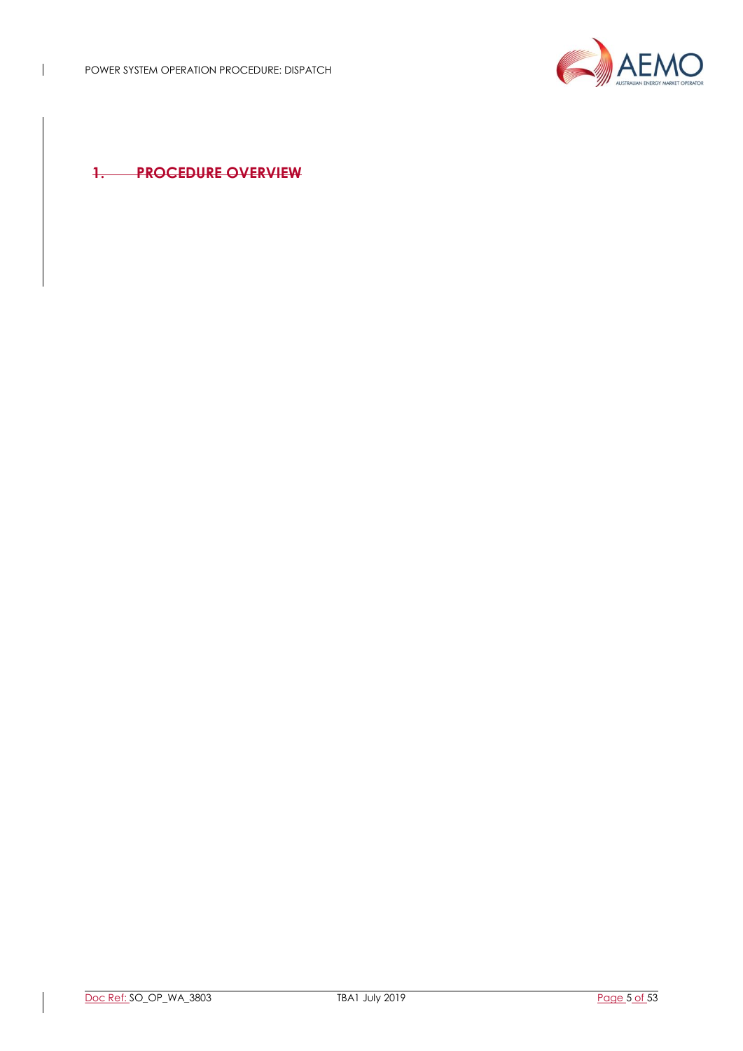# ~~1. PROCEDURE OVERVIEW~~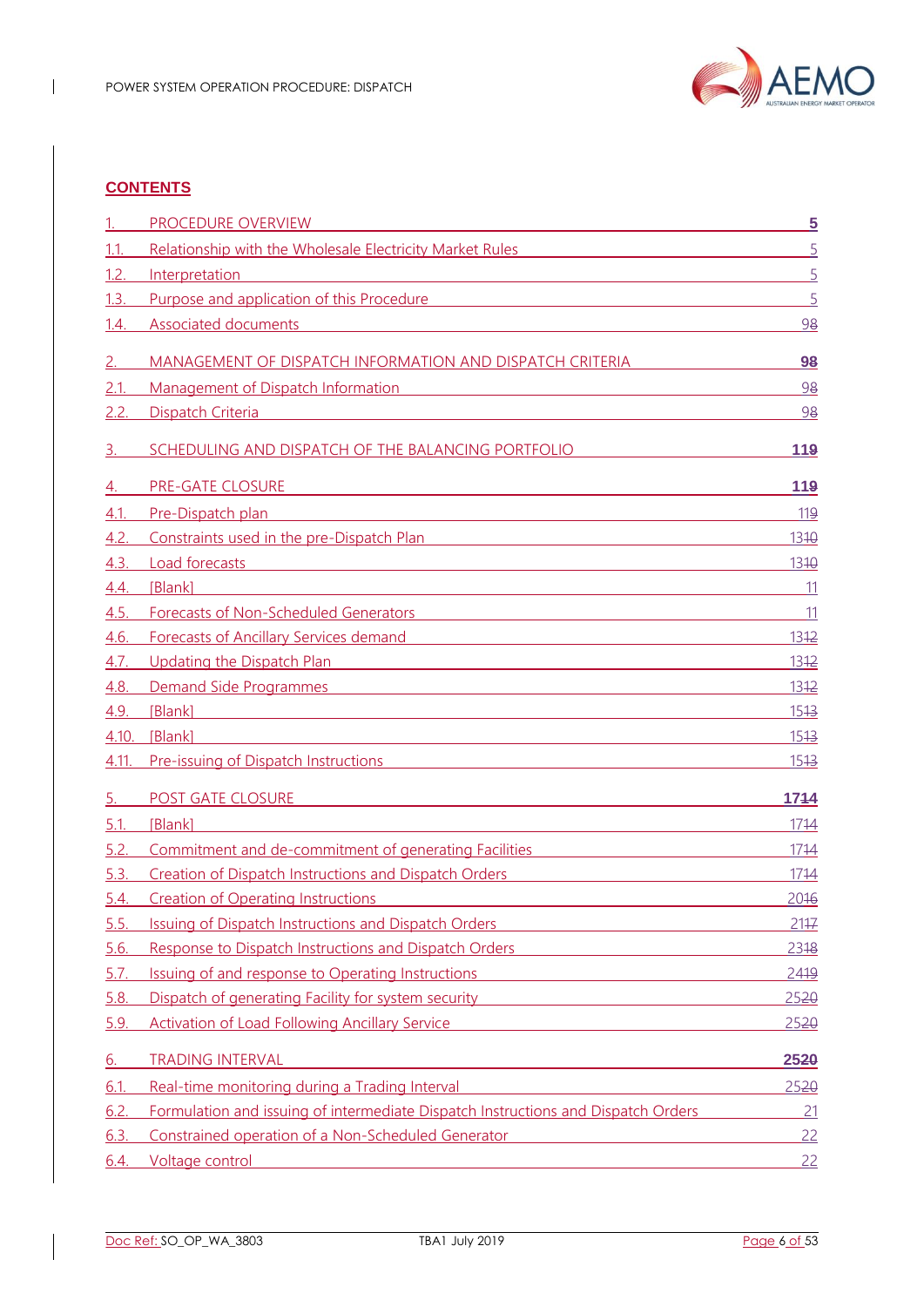**CONTENTS**

| | | |
|---|---|---|
| 1. | PROCEDURE OVERVIEW | 5 |
| 1.1. | Relationship with the Wholesale Electricity Market Rules | 5 |
| 1.2. | Interpretation | 5 |
| 1.3. | Purpose and application of this Procedure | 5 |
| 1.4. | Associated documents | 98 |
| 2. | MANAGEMENT OF DISPATCH INFORMATION AND DISPATCH CRITERIA | 98 |
| 2.1. | Management of Dispatch Information | 98 |
| 2.2. | Dispatch Criteria | 98 |
| 3. | SCHEDULING AND DISPATCH OF THE BALANCING PORTFOLIO | 119 |
| 4. | PRE-GATE CLOSURE | 119 |
| 4.1. | Pre-Dispatch plan | 119 |
| 4.2. | Constraints used in the pre-Dispatch Plan | 1310 |
| 4.3. | Load forecasts | 1310 |
| 4.4. | [Blank] | 11 |
| 4.5. | Forecasts of Non-Scheduled Generators | 11 |
| 4.6. | Forecasts of Ancillary Services demand | 1312 |
| 4.7. | Updating the Dispatch Plan | 1312 |
| 4.8. | Demand Side Programmes | 1312 |
| 4.9. | [Blank] | 1513 |
| 4.10. | [Blank] | 1513 |
| 4.11. | Pre-issuing of Dispatch Instructions | 1513 |
| 5. | POST GATE CLOSURE | 1714 |
| 5.1. | [Blank] | 1714 |
| 5.2. | Commitment and de-commitment of generating Facilities | 1714 |
| 5.3. | Creation of Dispatch Instructions and Dispatch Orders | 1714 |
| 5.4. | Creation of Operating Instructions | 2016 |
| 5.5. | Issuing of Dispatch Instructions and Dispatch Orders | 2117 |
| 5.6. | Response to Dispatch Instructions and Dispatch Orders | 2318 |
| 5.7. | Issuing of and response to Operating Instructions | 2419 |
| 5.8. | Dispatch of generating Facility for system security | 2520 |
| 5.9. | Activation of Load Following Ancillary Service | 2520 |
| 6. | TRADING INTERVAL | 2520 |
| 6.1. | Real-time monitoring during a Trading Interval | 2520 |
| 6.2. | Formulation and issuing of intermediate Dispatch Instructions and Dispatch Orders | 21 |
| 6.3. | Constrained operation of a Non-Scheduled Generator | 22 |
| 6.4. | Voltage control | 22 |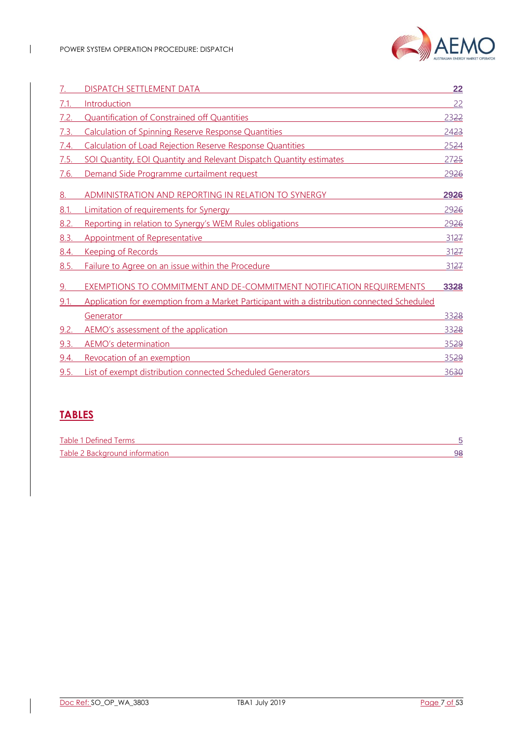| | | |
|---|---|---|
| 7. | DISPATCH SETTLEMENT DATA | **22** |
| 7.1. | Introduction | 22 |
| 7.2. | Quantification of Constrained off Quantities | 2322 |
| 7.3. | Calculation of Spinning Reserve Response Quantities | 2423 |
| 7.4. | Calculation of Load Rejection Reserve Response Quantities | 2524 |
| 7.5. | SOI Quantity, EOI Quantity and Relevant Dispatch Quantity estimates | 2725 |
| 7.6. | Demand Side Programme curtailment request | 2926 |
| 8. | ADMINISTRATION AND REPORTING IN RELATION TO SYNERGY | **2926** |
| 8.1. | Limitation of requirements for Synergy | 2926 |
| 8.2. | Reporting in relation to Synergy's WEM Rules obligations | 2926 |
| 8.3. | Appointment of Representative | 3127 |
| 8.4. | Keeping of Records | 3127 |
| 8.5. | Failure to Agree on an issue within the Procedure | 3127 |
| 9. | EXEMPTIONS TO COMMITMENT AND DE-COMMITMENT NOTIFICATION REQUIREMENTS | **3328** |
| 9.1. | Application for exemption from a Market Participant with a distribution connected Scheduled Generator | 3328 |
| 9.2. | AEMO's assessment of the application | 3328 |
| 9.3. | AEMO's determination | 3529 |
| 9.4. | Revocation of an exemption | 3529 |
| 9.5. | List of exempt distribution connected Scheduled Generators | 3630 |

## TABLES

| | |
|---|---|
| Table 1 Defined Terms | 5 |
| Table 2 Background information | 98 |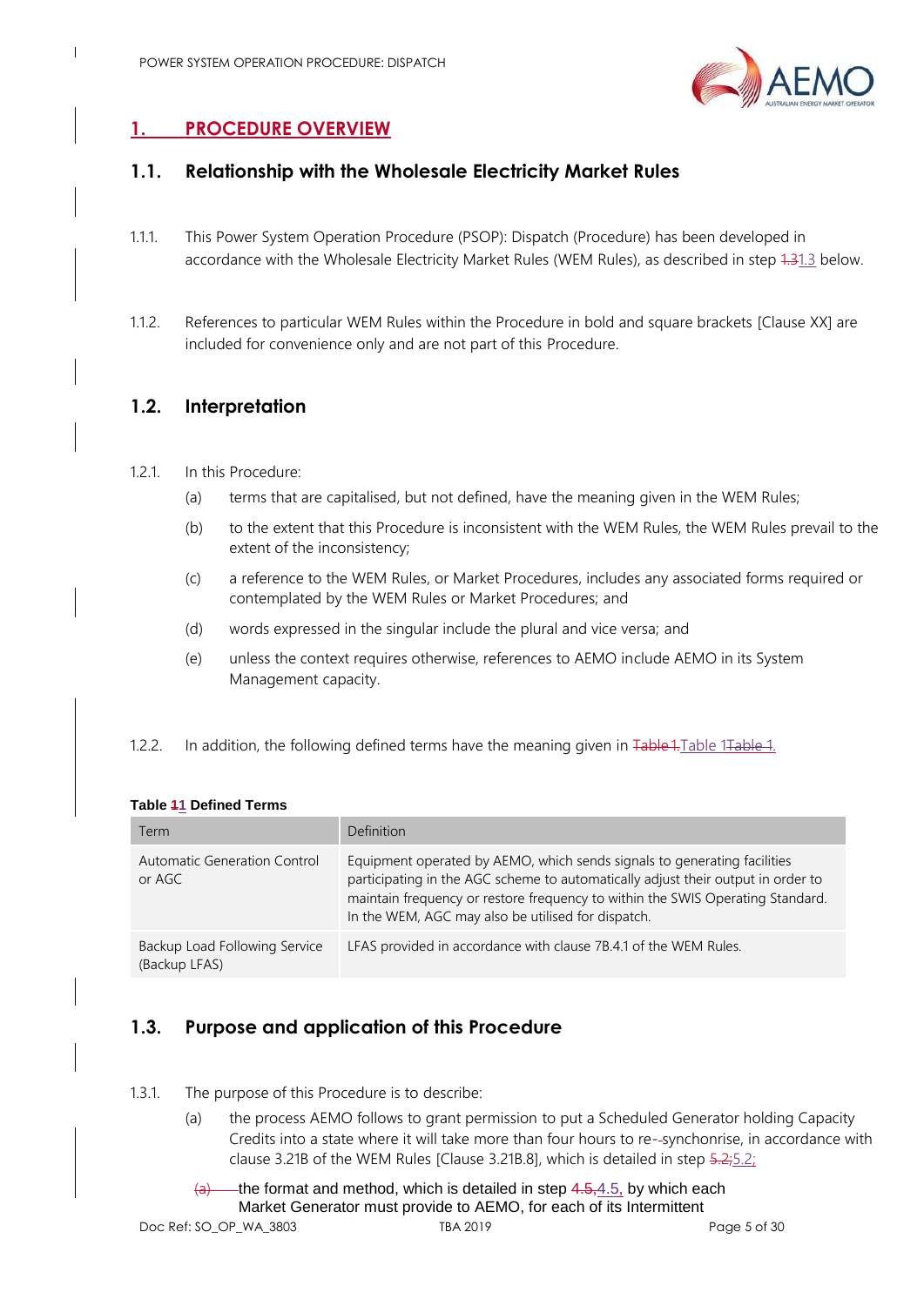# 1. PROCEDURE OVERVIEW

## 1.1. Relationship with the Wholesale Electricity Market Rules

1.1.1. This Power System Operation Procedure (PSOP): Dispatch (Procedure) has been developed in accordance with the Wholesale Electricity Market Rules (WEM Rules), as described in step 1.31.3 below.

1.1.2. References to particular WEM Rules within the Procedure in bold and square brackets [Clause XX] are included for convenience only and are not part of this Procedure.

## 1.2. Interpretation

1.2.1. In this Procedure:

(a) terms that are capitalised, but not defined, have the meaning given in the WEM Rules;

(b) to the extent that this Procedure is inconsistent with the WEM Rules, the WEM Rules prevail to the extent of the inconsistency;

(c) a reference to the WEM Rules, or Market Procedures, includes any associated forms required or contemplated by the WEM Rules or Market Procedures; and

(d) words expressed in the singular include the plural and vice versa; and

(e) unless the context requires otherwise, references to AEMO include AEMO in its System Management capacity.

1.2.2. In addition, the following defined terms have the meaning given in Table 1.Table 1Table 1.

**Table 11 Defined Terms**

| Term | Definition |
|---|---|
| Automatic Generation Control or AGC | Equipment operated by AEMO, which sends signals to generating facilities participating in the AGC scheme to automatically adjust their output in order to maintain frequency or restore frequency to within the SWIS Operating Standard. In the WEM, AGC may also be utilised for dispatch. |
| Backup Load Following Service (Backup LFAS) | LFAS provided in accordance with clause 7B.4.1 of the WEM Rules. |

## 1.3. Purpose and application of this Procedure

1.3.1. The purpose of this Procedure is to describe:

(a) the process AEMO follows to grant permission to put a Scheduled Generator holding Capacity Credits into a state where it will take more than four hours to re--synchronise, in accordance with clause 3.21B of the WEM Rules [Clause 3.21B.8], which is detailed in step 5.2;5.2;

(a) the format and method, which is detailed in step 4.5,4.5, by which each Market Generator must provide to AEMO, for each of its Intermittent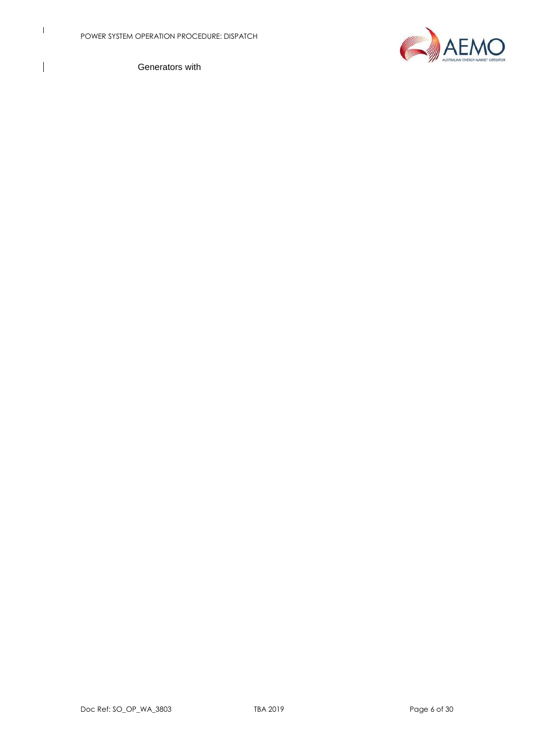Generators with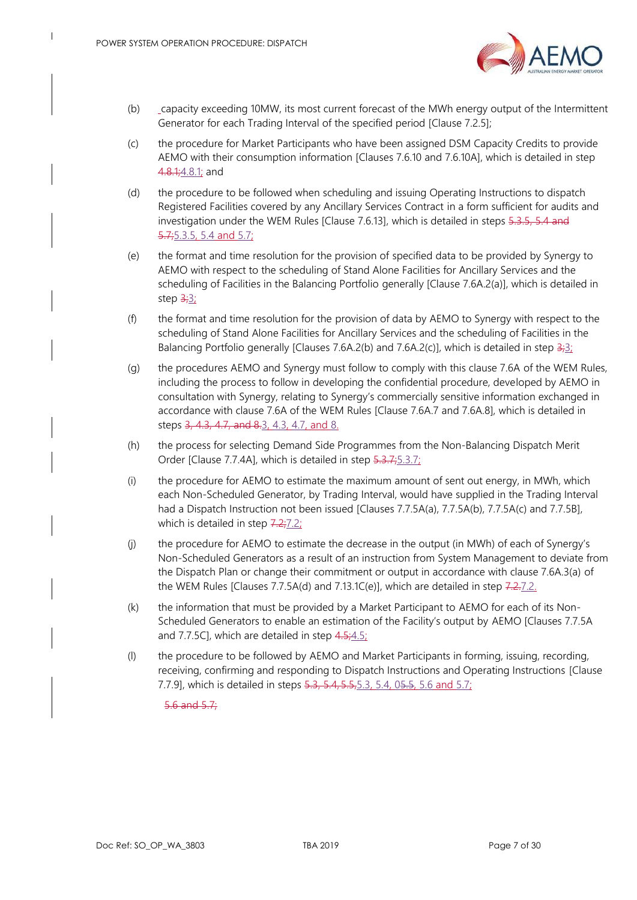(b) capacity exceeding 10MW, its most current forecast of the MWh energy output of the Intermittent Generator for each Trading Interval of the specified period [Clause 7.2.5];

(c) the procedure for Market Participants who have been assigned DSM Capacity Credits to provide AEMO with their consumption information [Clauses 7.6.10 and 7.6.10A], which is detailed in step ~~4.8.1;~~4.8.1; and

(d) the procedure to be followed when scheduling and issuing Operating Instructions to dispatch Registered Facilities covered by any Ancillary Services Contract in a form sufficient for audits and investigation under the WEM Rules [Clause 7.6.13], which is detailed in steps ~~5.3.5, 5.4 and 5.7;~~5.3.5, 5.4 and 5.7;

(e) the format and time resolution for the provision of specified data to be provided by Synergy to AEMO with respect to the scheduling of Stand Alone Facilities for Ancillary Services and the scheduling of Facilities in the Balancing Portfolio generally [Clause 7.6A.2(a)], which is detailed in step ~~3;~~3;

(f) the format and time resolution for the provision of data by AEMO to Synergy with respect to the scheduling of Stand Alone Facilities for Ancillary Services and the scheduling of Facilities in the Balancing Portfolio generally [Clauses 7.6A.2(b) and 7.6A.2(c)], which is detailed in step ~~3;~~3;

(g) the procedures AEMO and Synergy must follow to comply with this clause 7.6A of the WEM Rules, including the process to follow in developing the confidential procedure, developed by AEMO in consultation with Synergy, relating to Synergy's commercially sensitive information exchanged in accordance with clause 7.6A of the WEM Rules [Clause 7.6A.7 and 7.6A.8], which is detailed in steps ~~3, 4.3, 4.7, and 8.~~3, 4.3, 4.7, and 8.

(h) the process for selecting Demand Side Programmes from the Non-Balancing Dispatch Merit Order [Clause 7.7.4A], which is detailed in step ~~5.3.7;~~5.3.7;

(i) the procedure for AEMO to estimate the maximum amount of sent out energy, in MWh, which each Non-Scheduled Generator, by Trading Interval, would have supplied in the Trading Interval had a Dispatch Instruction not been issued [Clauses 7.7.5A(a), 7.7.5A(b), 7.7.5A(c) and 7.7.5B], which is detailed in step ~~7.2;~~7.2;

(j) the procedure for AEMO to estimate the decrease in the output (in MWh) of each of Synergy's Non-Scheduled Generators as a result of an instruction from System Management to deviate from the Dispatch Plan or change their commitment or output in accordance with clause 7.6A.3(a) of the WEM Rules [Clauses 7.7.5A(d) and 7.13.1C(e)], which are detailed in step ~~7.2.~~7.2.

(k) the information that must be provided by a Market Participant to AEMO for each of its Non-Scheduled Generators to enable an estimation of the Facility's output by AEMO [Clauses 7.7.5A and 7.7.5C], which are detailed in step ~~4.5;~~4.5;

(l) the procedure to be followed by AEMO and Market Participants in forming, issuing, recording, receiving, confirming and responding to Dispatch Instructions and Operating Instructions [Clause 7.7.9], which is detailed in steps ~~5.3, 5.4, 5.5,~~5.3, 5.4, 0~~5.5~~, 5.6 and 5.7;

~~5.6 and 5.7;~~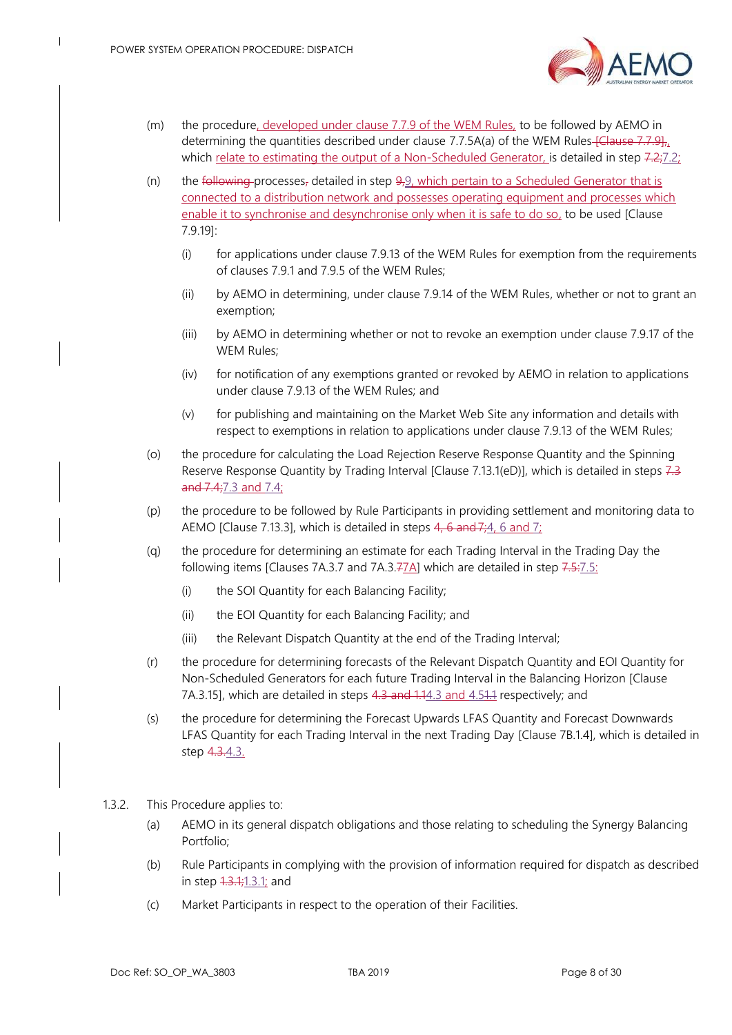(m) the procedure, developed under clause 7.7.9 of the WEM Rules, to be followed by AEMO in determining the quantities described under clause 7.7.5A(a) of the WEM Rules [Clause 7.7.9], which relate to estimating the output of a Non-Scheduled Generator, is detailed in step 7.2;7.2;

(n) the following processes, detailed in step 9,9, which pertain to a Scheduled Generator that is connected to a distribution network and possesses operating equipment and processes which enable it to synchronise and desynchronise only when it is safe to do so, to be used [Clause 7.9.19]:

- (i) for applications under clause 7.9.13 of the WEM Rules for exemption from the requirements of clauses 7.9.1 and 7.9.5 of the WEM Rules;
- (ii) by AEMO in determining, under clause 7.9.14 of the WEM Rules, whether or not to grant an exemption;
- (iii) by AEMO in determining whether or not to revoke an exemption under clause 7.9.17 of the WEM Rules;
- (iv) for notification of any exemptions granted or revoked by AEMO in relation to applications under clause 7.9.13 of the WEM Rules; and
- (v) for publishing and maintaining on the Market Web Site any information and details with respect to exemptions in relation to applications under clause 7.9.13 of the WEM Rules;

(o) the procedure for calculating the Load Rejection Reserve Response Quantity and the Spinning Reserve Response Quantity by Trading Interval [Clause 7.13.1(eD)], which is detailed in steps 7.3 and 7.4;7.3 and 7.4;

(p) the procedure to be followed by Rule Participants in providing settlement and monitoring data to AEMO [Clause 7.13.3], which is detailed in steps 4, 6 and 7;4, 6 and 7;

(q) the procedure for determining an estimate for each Trading Interval in the Trading Day the following items [Clauses 7A.3.7 and 7A.3.77A] which are detailed in step 7.5:7.5:

- (i) the SOI Quantity for each Balancing Facility;
- (ii) the EOI Quantity for each Balancing Facility; and
- (iii) the Relevant Dispatch Quantity at the end of the Trading Interval;

(r) the procedure for determining forecasts of the Relevant Dispatch Quantity and EOI Quantity for Non-Scheduled Generators for each future Trading Interval in the Balancing Horizon [Clause 7A.3.15], which are detailed in steps 4.3 and 1.14.3 and 4.51.1 respectively; and

(s) the procedure for determining the Forecast Upwards LFAS Quantity and Forecast Downwards LFAS Quantity for each Trading Interval in the next Trading Day [Clause 7B.1.4], which is detailed in step 4.3.4.3.

1.3.2. This Procedure applies to:

(a) AEMO in its general dispatch obligations and those relating to scheduling the Synergy Balancing Portfolio;

(b) Rule Participants in complying with the provision of information required for dispatch as described in step 1.3.1;1.3.1; and

(c) Market Participants in respect to the operation of their Facilities.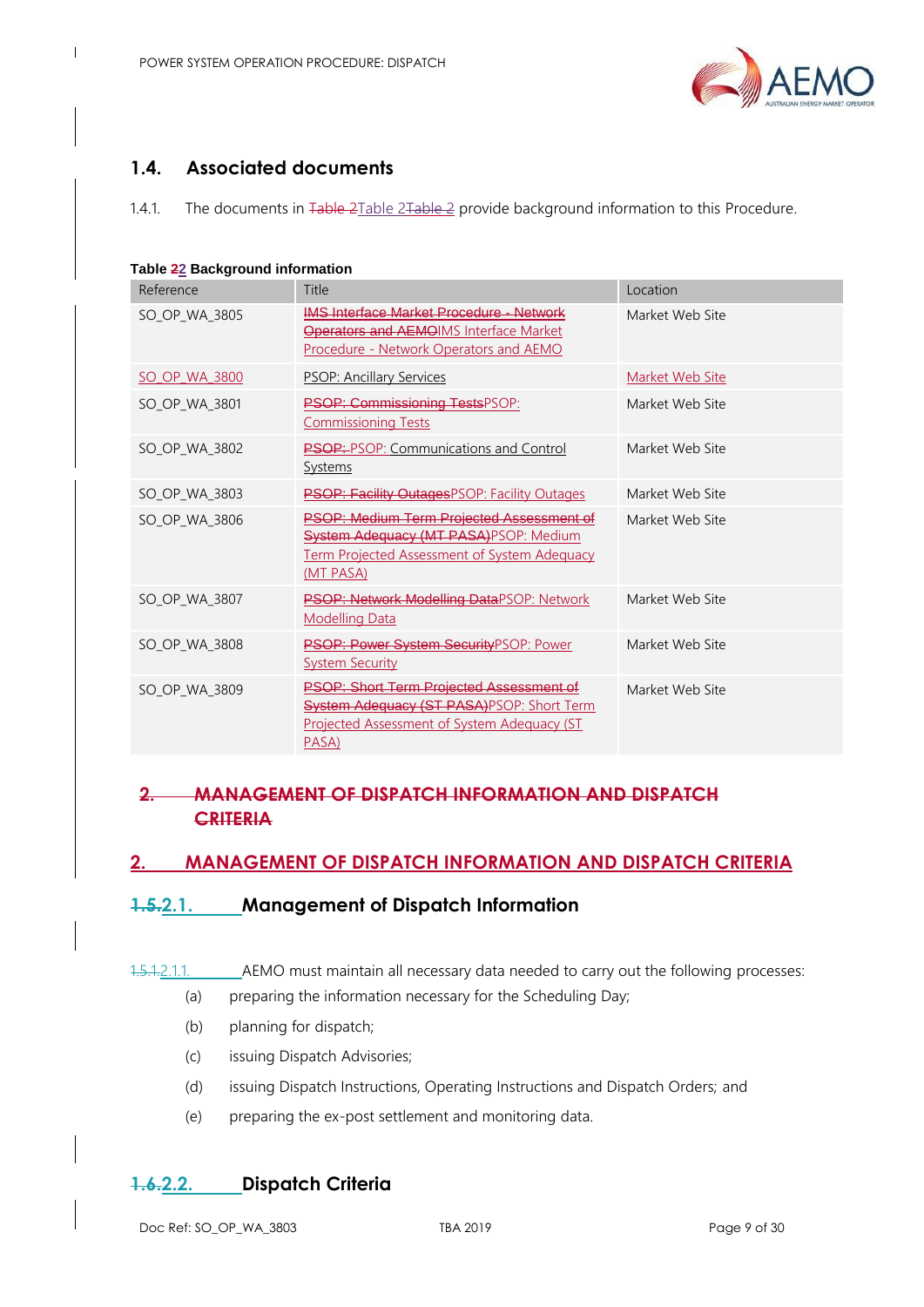## 1.4. Associated documents

1.4.1. The documents in ~~Table 2~~Table 2~~Table 2~~ provide background information to this Procedure.

**Table ~~2~~2 Background information**

| Reference | Title | Location |
|---|---|---|
| SO_OP_WA_3805 | ~~IMS Interface Market Procedure - Network Operators and AEMO~~IMS Interface Market Procedure - Network Operators and AEMO | Market Web Site |
| SO_OP_WA_3800 | PSOP: Ancillary Services | Market Web Site |
| SO_OP_WA_3801 | ~~PSOP: Commissioning Tests~~PSOP: Commissioning Tests | Market Web Site |
| SO_OP_WA_3802 | ~~PSOP:~~ PSOP: Communications and Control Systems | Market Web Site |
| SO_OP_WA_3803 | ~~PSOP: Facility Outages~~PSOP: Facility Outages | Market Web Site |
| SO_OP_WA_3806 | ~~PSOP: Medium Term Projected Assessment of System Adequacy (MT PASA)~~PSOP: Medium Term Projected Assessment of System Adequacy (MT PASA) | Market Web Site |
| SO_OP_WA_3807 | ~~PSOP: Network Modelling Data~~PSOP: Network Modelling Data | Market Web Site |
| SO_OP_WA_3808 | ~~PSOP: Power System Security~~PSOP: Power System Security | Market Web Site |
| SO_OP_WA_3809 | ~~PSOP: Short Term Projected Assessment of System Adequacy (ST PASA)~~PSOP: Short Term Projected Assessment of System Adequacy (ST PASA) | Market Web Site |

# ~~2. MANAGEMENT OF DISPATCH INFORMATION AND DISPATCH CRITERIA~~

# 2. MANAGEMENT OF DISPATCH INFORMATION AND DISPATCH CRITERIA

## ~~1.5.~~2.1. Management of Dispatch Information

~~1.5.1.~~2.1.1. AEMO must maintain all necessary data needed to carry out the following processes:

(a) preparing the information necessary for the Scheduling Day;

(b) planning for dispatch;

(c) issuing Dispatch Advisories;

(d) issuing Dispatch Instructions, Operating Instructions and Dispatch Orders; and

(e) preparing the ex-post settlement and monitoring data.

## ~~1.6.~~2.2. Dispatch Criteria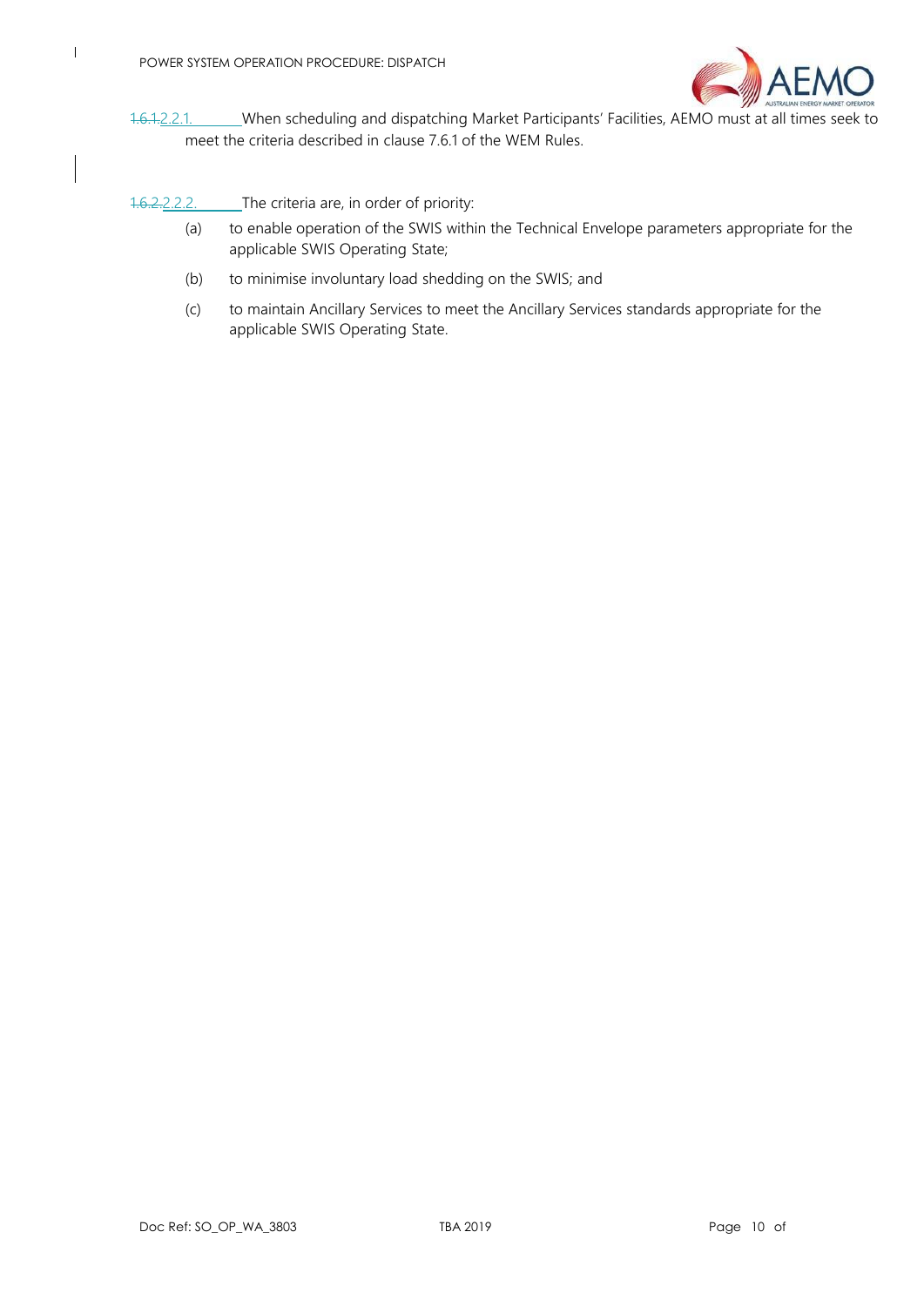~~1.6.1.~~2.2.1. When scheduling and dispatching Market Participants' Facilities, AEMO must at all times seek to meet the criteria described in clause 7.6.1 of the WEM Rules.

~~1.6.2.~~2.2.2. The criteria are, in order of priority:

(a) to enable operation of the SWIS within the Technical Envelope parameters appropriate for the applicable SWIS Operating State;

(b) to minimise involuntary load shedding on the SWIS; and

(c) to maintain Ancillary Services to meet the Ancillary Services standards appropriate for the applicable SWIS Operating State.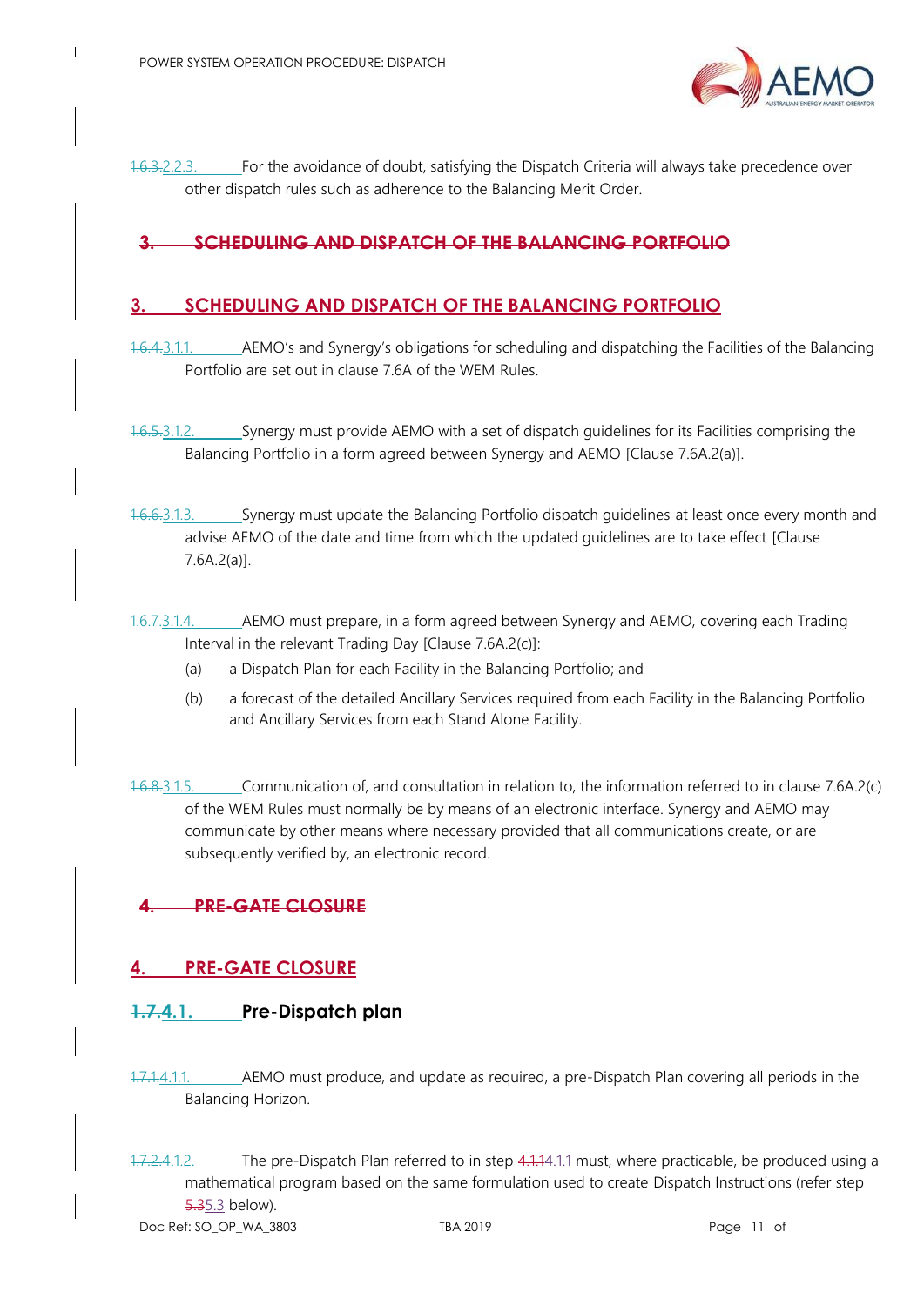~~1.6.3.~~2.2.3. For the avoidance of doubt, satisfying the Dispatch Criteria will always take precedence over other dispatch rules such as adherence to the Balancing Merit Order.

## ~~3. SCHEDULING AND DISPATCH OF THE BALANCING PORTFOLIO~~

## 3. SCHEDULING AND DISPATCH OF THE BALANCING PORTFOLIO

~~1.6.4.~~3.1.1. AEMO's and Synergy's obligations for scheduling and dispatching the Facilities of the Balancing Portfolio are set out in clause 7.6A of the WEM Rules.

~~1.6.5.~~3.1.2. Synergy must provide AEMO with a set of dispatch guidelines for its Facilities comprising the Balancing Portfolio in a form agreed between Synergy and AEMO [Clause 7.6A.2(a)].

~~1.6.6.~~3.1.3. Synergy must update the Balancing Portfolio dispatch guidelines at least once every month and advise AEMO of the date and time from which the updated guidelines are to take effect [Clause 7.6A.2(a)].

~~1.6.7.~~3.1.4. AEMO must prepare, in a form agreed between Synergy and AEMO, covering each Trading Interval in the relevant Trading Day [Clause 7.6A.2(c)]:

(a) a Dispatch Plan for each Facility in the Balancing Portfolio; and

(b) a forecast of the detailed Ancillary Services required from each Facility in the Balancing Portfolio and Ancillary Services from each Stand Alone Facility.

~~1.6.8.~~3.1.5. Communication of, and consultation in relation to, the information referred to in clause 7.6A.2(c) of the WEM Rules must normally be by means of an electronic interface. Synergy and AEMO may communicate by other means where necessary provided that all communications create, or are subsequently verified by, an electronic record.

## ~~4. PRE-GATE CLOSURE~~

## 4. PRE-GATE CLOSURE

### ~~1.7.~~4.1. Pre-Dispatch plan

~~1.7.1.~~4.1.1. AEMO must produce, and update as required, a pre-Dispatch Plan covering all periods in the Balancing Horizon.

~~1.7.2.~~4.1.2. The pre-Dispatch Plan referred to in step ~~4.1.1~~4.1.1 must, where practicable, be produced using a mathematical program based on the same formulation used to create Dispatch Instructions (refer step ~~5.3~~5.3 below).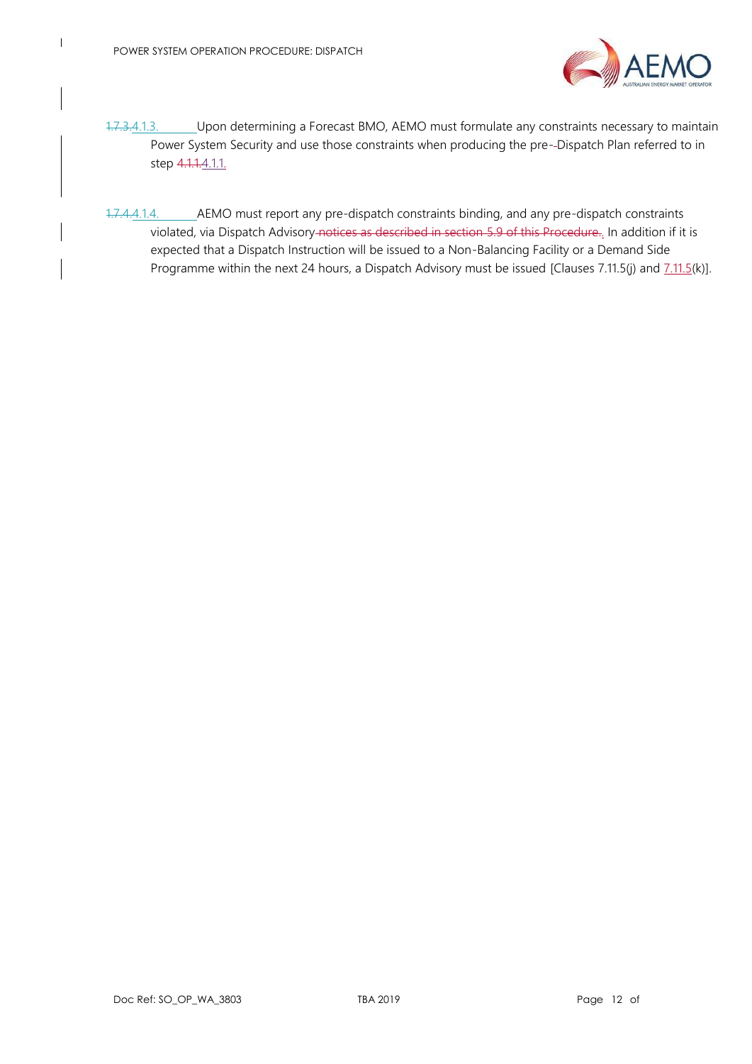1.7.3.4.1.3. Upon determining a Forecast BMO, AEMO must formulate any constraints necessary to maintain Power System Security and use those constraints when producing the pre--Dispatch Plan referred to in step 4.1.1.4.1.1.

1.7.4.4.1.4. AEMO must report any pre-dispatch constraints binding, and any pre-dispatch constraints violated, via Dispatch Advisory notices as described in section 5.9 of this Procedure.. In addition if it is expected that a Dispatch Instruction will be issued to a Non-Balancing Facility or a Demand Side Programme within the next 24 hours, a Dispatch Advisory must be issued [Clauses 7.11.5(j) and 7.11.5(k)].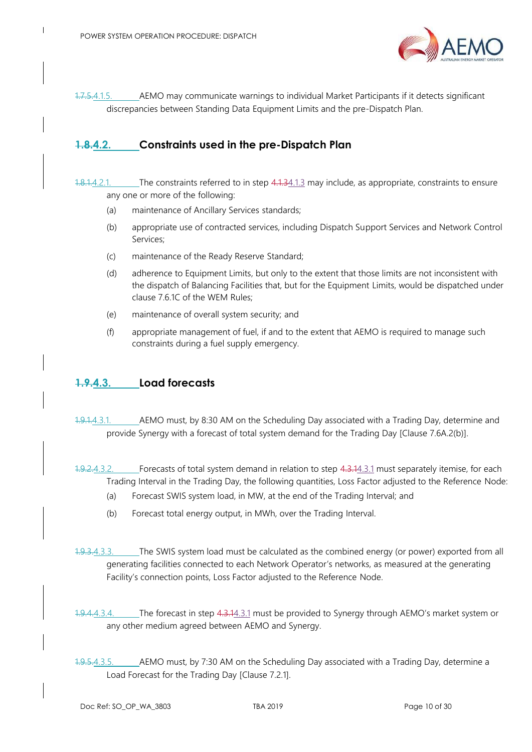1.7.5.4.1.5. AEMO may communicate warnings to individual Market Participants if it detects significant discrepancies between Standing Data Equipment Limits and the pre-Dispatch Plan.

## 1.8.4.2. Constraints used in the pre-Dispatch Plan

1.8.1.4.2.1. The constraints referred to in step 4.1.34.1.3 may include, as appropriate, constraints to ensure any one or more of the following:

(a) maintenance of Ancillary Services standards;

(b) appropriate use of contracted services, including Dispatch Support Services and Network Control Services;

(c) maintenance of the Ready Reserve Standard;

(d) adherence to Equipment Limits, but only to the extent that those limits are not inconsistent with the dispatch of Balancing Facilities that, but for the Equipment Limits, would be dispatched under clause 7.6.1C of the WEM Rules;

(e) maintenance of overall system security; and

(f) appropriate management of fuel, if and to the extent that AEMO is required to manage such constraints during a fuel supply emergency.

## 1.9.4.3. Load forecasts

1.9.1.4.3.1. AEMO must, by 8:30 AM on the Scheduling Day associated with a Trading Day, determine and provide Synergy with a forecast of total system demand for the Trading Day [Clause 7.6A.2(b)].

1.9.2.4.3.2. Forecasts of total system demand in relation to step 4.3.14.3.1 must separately itemise, for each Trading Interval in the Trading Day, the following quantities, Loss Factor adjusted to the Reference Node:

(a) Forecast SWIS system load, in MW, at the end of the Trading Interval; and

(b) Forecast total energy output, in MWh, over the Trading Interval.

1.9.3.4.3.3. The SWIS system load must be calculated as the combined energy (or power) exported from all generating facilities connected to each Network Operator's networks, as measured at the generating Facility's connection points, Loss Factor adjusted to the Reference Node.

1.9.4.4.3.4. The forecast in step 4.3.14.3.1 must be provided to Synergy through AEMO's market system or any other medium agreed between AEMO and Synergy.

1.9.5.4.3.5. AEMO must, by 7:30 AM on the Scheduling Day associated with a Trading Day, determine a Load Forecast for the Trading Day [Clause 7.2.1].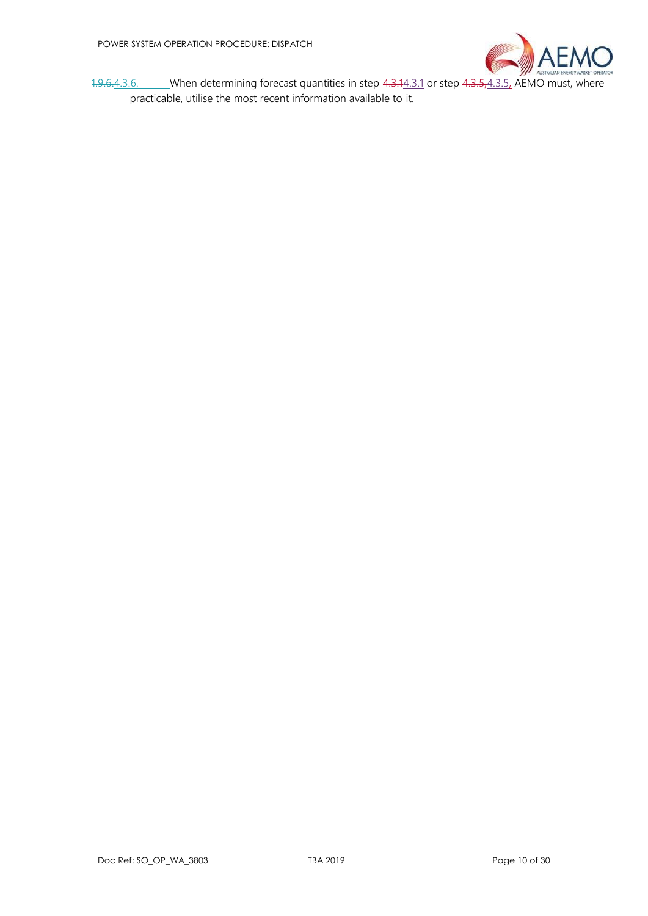~~1.9.6.~~4.3.6. When determining forecast quantities in step ~~4.3.1~~4.3.1 or step ~~4.3.5,~~4.3.5, AEMO must, where practicable, utilise the most recent information available to it.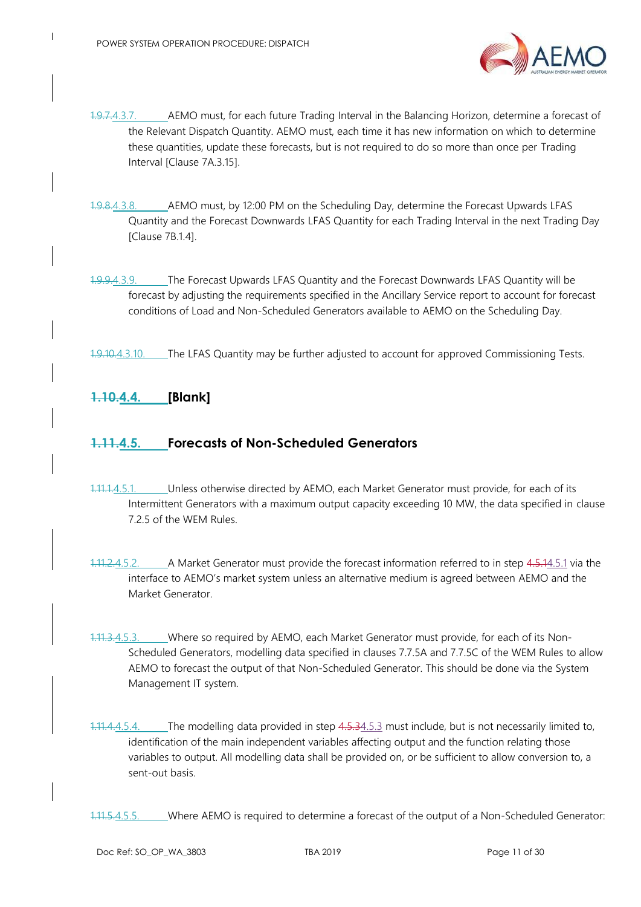1.9.7.4.3.7. AEMO must, for each future Trading Interval in the Balancing Horizon, determine a forecast of the Relevant Dispatch Quantity. AEMO must, each time it has new information on which to determine these quantities, update these forecasts, but is not required to do so more than once per Trading Interval [Clause 7A.3.15].

1.9.8.4.3.8. AEMO must, by 12:00 PM on the Scheduling Day, determine the Forecast Upwards LFAS Quantity and the Forecast Downwards LFAS Quantity for each Trading Interval in the next Trading Day [Clause 7B.1.4].

1.9.9.4.3.9. The Forecast Upwards LFAS Quantity and the Forecast Downwards LFAS Quantity will be forecast by adjusting the requirements specified in the Ancillary Service report to account for forecast conditions of Load and Non-Scheduled Generators available to AEMO on the Scheduling Day.

1.9.10.4.3.10. The LFAS Quantity may be further adjusted to account for approved Commissioning Tests.

## 1.10.4.4. [Blank]

## 1.11.4.5. Forecasts of Non-Scheduled Generators

1.11.1.4.5.1. Unless otherwise directed by AEMO, each Market Generator must provide, for each of its Intermittent Generators with a maximum output capacity exceeding 10 MW, the data specified in clause 7.2.5 of the WEM Rules.

1.11.2.4.5.2. A Market Generator must provide the forecast information referred to in step 4.5.14.5.1 via the interface to AEMO's market system unless an alternative medium is agreed between AEMO and the Market Generator.

1.11.3.4.5.3. Where so required by AEMO, each Market Generator must provide, for each of its Non-Scheduled Generators, modelling data specified in clauses 7.7.5A and 7.7.5C of the WEM Rules to allow AEMO to forecast the output of that Non-Scheduled Generator. This should be done via the System Management IT system.

1.11.4.4.5.4. The modelling data provided in step 4.5.34.5.3 must include, but is not necessarily limited to, identification of the main independent variables affecting output and the function relating those variables to output. All modelling data shall be provided on, or be sufficient to allow conversion to, a sent-out basis.

1.11.5.4.5.5. Where AEMO is required to determine a forecast of the output of a Non-Scheduled Generator: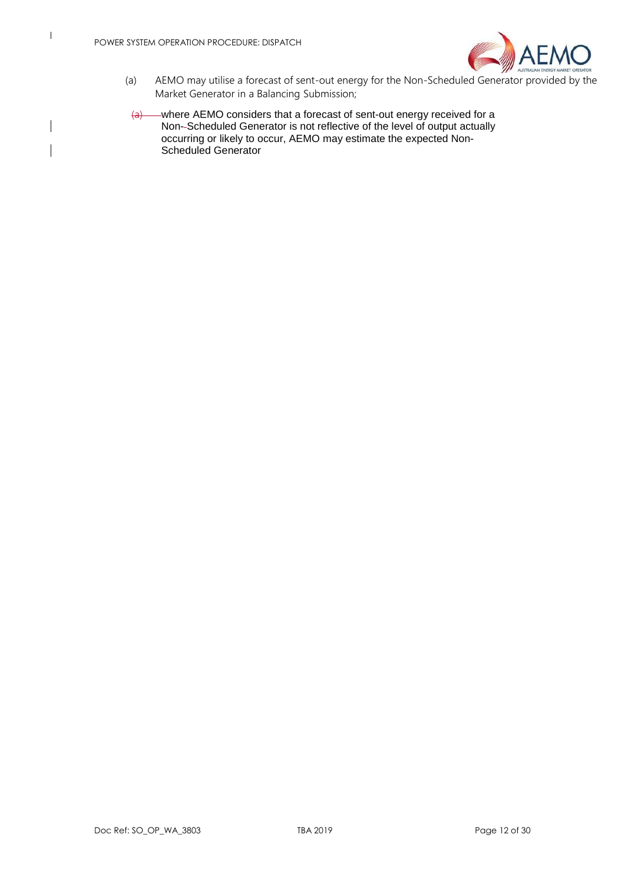(a) AEMO may utilise a forecast of sent-out energy for the Non-Scheduled Generator provided by the Market Generator in a Balancing Submission;

(a) where AEMO considers that a forecast of sent-out energy received for a Non-Scheduled Generator is not reflective of the level of output actually occurring or likely to occur, AEMO may estimate the expected Non-Scheduled Generator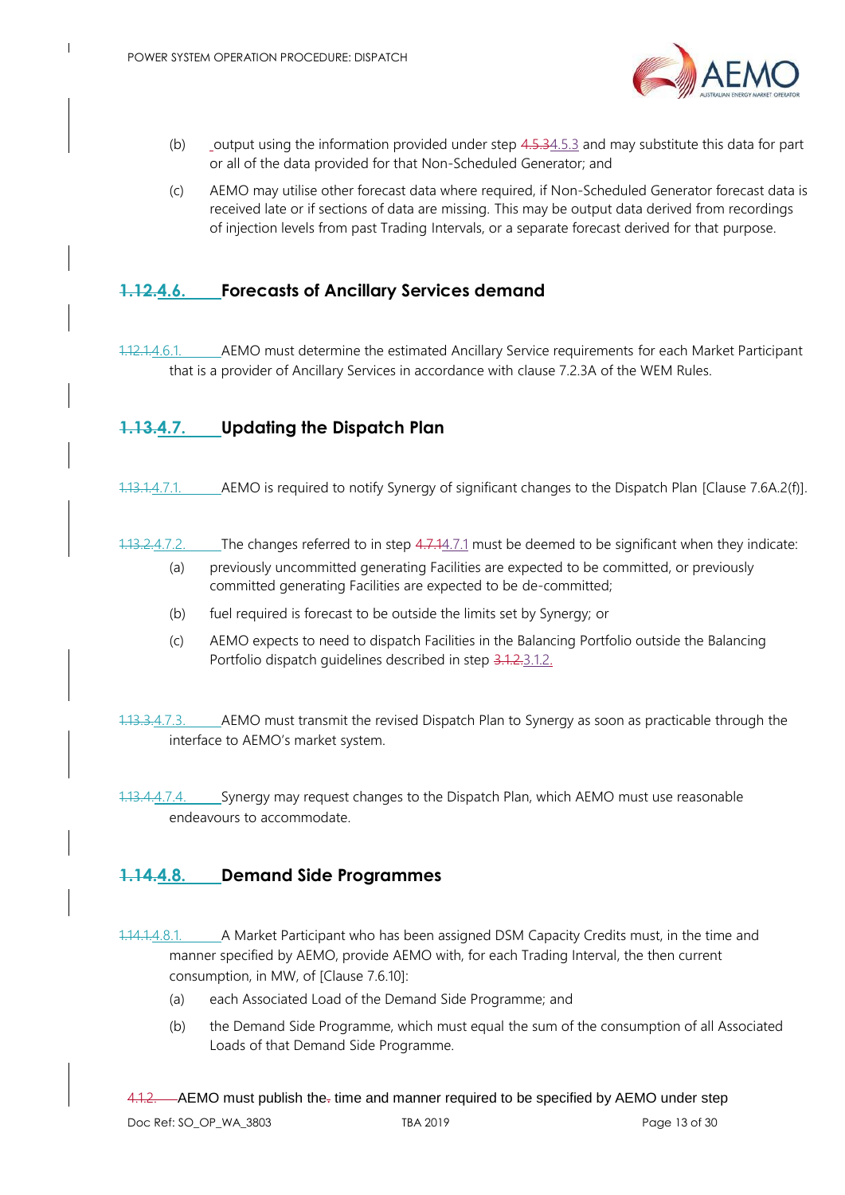(b) output using the information provided under step 4.5.34.5.3 and may substitute this data for part or all of the data provided for that Non-Scheduled Generator; and

(c) AEMO may utilise other forecast data where required, if Non-Scheduled Generator forecast data is received late or if sections of data are missing. This may be output data derived from recordings of injection levels from past Trading Intervals, or a separate forecast derived for that purpose.

## 1.12.4.6. Forecasts of Ancillary Services demand

1.12.1.4.6.1. AEMO must determine the estimated Ancillary Service requirements for each Market Participant that is a provider of Ancillary Services in accordance with clause 7.2.3A of the WEM Rules.

## 1.13.4.7. Updating the Dispatch Plan

1.13.1.4.7.1. AEMO is required to notify Synergy of significant changes to the Dispatch Plan [Clause 7.6A.2(f)].

1.13.2.4.7.2. The changes referred to in step 4.7.14.7.1 must be deemed to be significant when they indicate:

(a) previously uncommitted generating Facilities are expected to be committed, or previously committed generating Facilities are expected to be de-committed;

(b) fuel required is forecast to be outside the limits set by Synergy; or

(c) AEMO expects to need to dispatch Facilities in the Balancing Portfolio outside the Balancing Portfolio dispatch guidelines described in step 3.1.2.3.1.2.

1.13.3.4.7.3. AEMO must transmit the revised Dispatch Plan to Synergy as soon as practicable through the interface to AEMO's market system.

1.13.4.4.7.4. Synergy may request changes to the Dispatch Plan, which AEMO must use reasonable endeavours to accommodate.

## 1.14.4.8. Demand Side Programmes

1.14.1.4.8.1. A Market Participant who has been assigned DSM Capacity Credits must, in the time and manner specified by AEMO, provide AEMO with, for each Trading Interval, the then current consumption, in MW, of [Clause 7.6.10]:

(a) each Associated Load of the Demand Side Programme; and

(b) the Demand Side Programme, which must equal the sum of the consumption of all Associated Loads of that Demand Side Programme.

4.1.2. AEMO must publish the. time and manner required to be specified by AEMO under step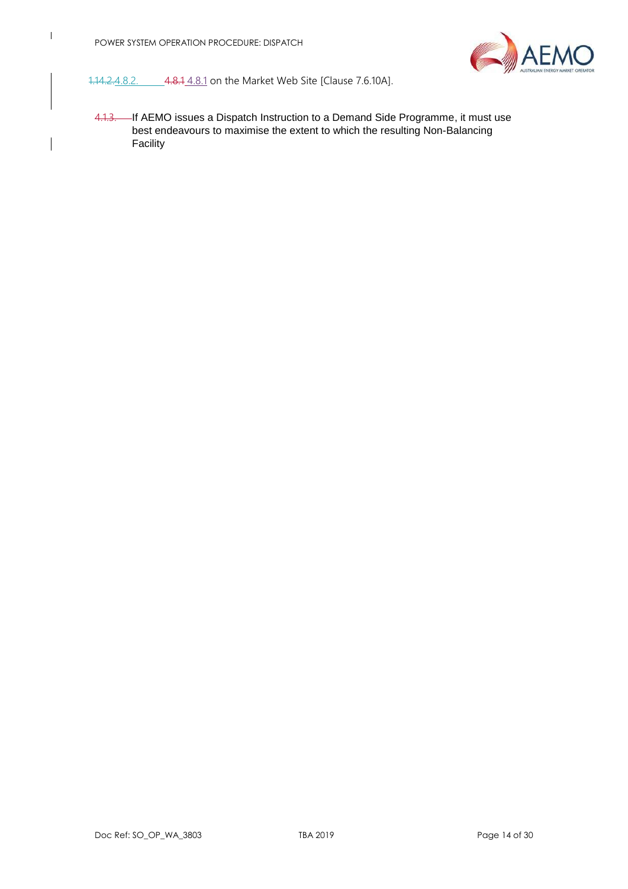1.14.2.4.8.2. 4.8.1 4.8.1 on the Market Web Site [Clause 7.6.10A].

4.1.3. If AEMO issues a Dispatch Instruction to a Demand Side Programme, it must use best endeavours to maximise the extent to which the resulting Non-Balancing Facility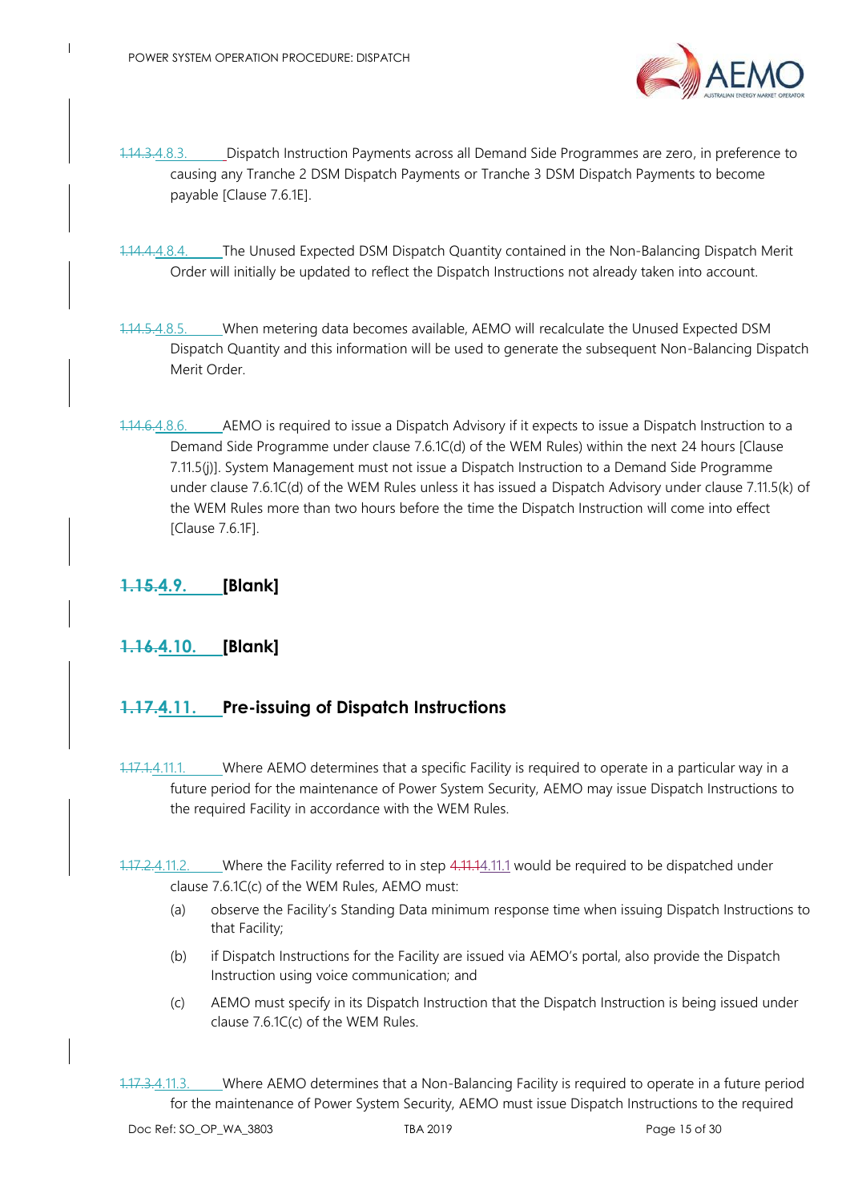4.8.3. Dispatch Instruction Payments across all Demand Side Programmes are zero, in preference to causing any Tranche 2 DSM Dispatch Payments or Tranche 3 DSM Dispatch Payments to become payable [Clause 7.6.1E].

4.8.4. The Unused Expected DSM Dispatch Quantity contained in the Non-Balancing Dispatch Merit Order will initially be updated to reflect the Dispatch Instructions not already taken into account.

4.8.5. When metering data becomes available, AEMO will recalculate the Unused Expected DSM Dispatch Quantity and this information will be used to generate the subsequent Non-Balancing Dispatch Merit Order.

4.8.6. AEMO is required to issue a Dispatch Advisory if it expects to issue a Dispatch Instruction to a Demand Side Programme under clause 7.6.1C(d) of the WEM Rules) within the next 24 hours [Clause 7.11.5(j)]. System Management must not issue a Dispatch Instruction to a Demand Side Programme under clause 7.6.1C(d) of the WEM Rules unless it has issued a Dispatch Advisory under clause 7.11.5(k) of the WEM Rules more than two hours before the time the Dispatch Instruction will come into effect [Clause 7.6.1F].

## 4.9. [Blank]

## 4.10. [Blank]

## 4.11. Pre-issuing of Dispatch Instructions

4.11.1. Where AEMO determines that a specific Facility is required to operate in a particular way in a future period for the maintenance of Power System Security, AEMO may issue Dispatch Instructions to the required Facility in accordance with the WEM Rules.

4.11.2. Where the Facility referred to in step 4.11.1 would be required to be dispatched under clause 7.6.1C(c) of the WEM Rules, AEMO must:

(a) observe the Facility's Standing Data minimum response time when issuing Dispatch Instructions to that Facility;

(b) if Dispatch Instructions for the Facility are issued via AEMO's portal, also provide the Dispatch Instruction using voice communication; and

(c) AEMO must specify in its Dispatch Instruction that the Dispatch Instruction is being issued under clause 7.6.1C(c) of the WEM Rules.

4.11.3. Where AEMO determines that a Non-Balancing Facility is required to operate in a future period for the maintenance of Power System Security, AEMO must issue Dispatch Instructions to the required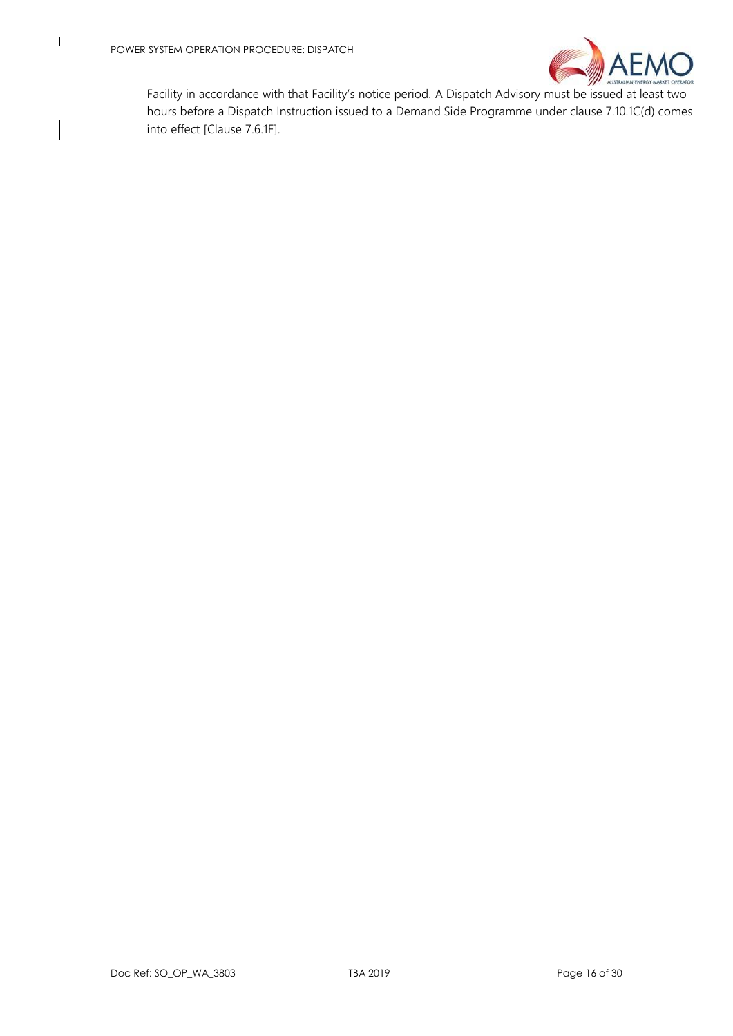Facility in accordance with that Facility's notice period. A Dispatch Advisory must be issued at least two hours before a Dispatch Instruction issued to a Demand Side Programme under clause 7.10.1C(d) comes into effect [Clause 7.6.1F].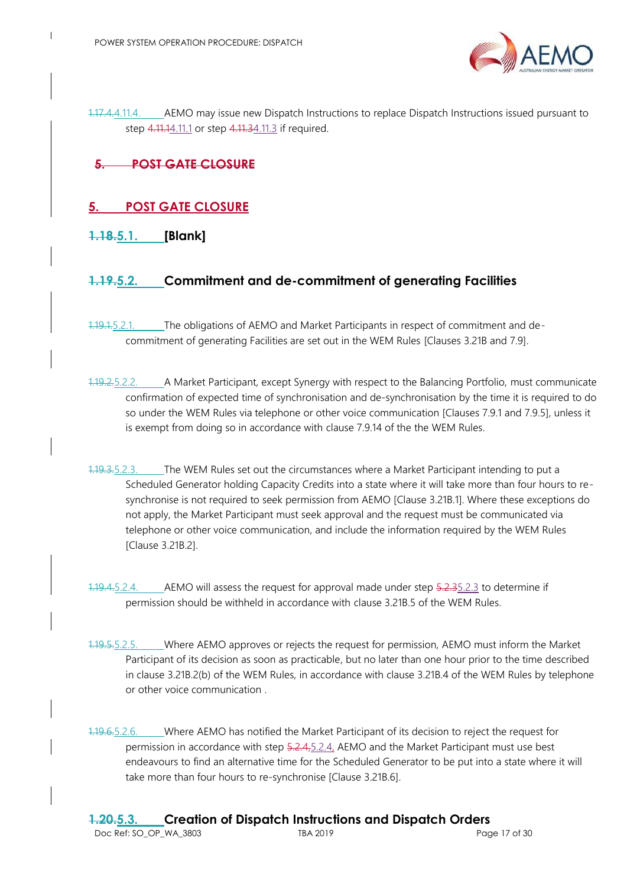1.17.4.4.11.4. AEMO may issue new Dispatch Instructions to replace Dispatch Instructions issued pursuant to step 4.11.14.11.1 or step 4.11.34.11.3 if required.

## 5. POST GATE CLOSURE

## 5. POST GATE CLOSURE

### 1.18.5.1. [Blank]

### 1.19.5.2. Commitment and de-commitment of generating Facilities

1.19.1.5.2.1. The obligations of AEMO and Market Participants in respect of commitment and de-commitment of generating Facilities are set out in the WEM Rules [Clauses 3.21B and 7.9].

1.19.2.5.2.2. A Market Participant, except Synergy with respect to the Balancing Portfolio, must communicate confirmation of expected time of synchronisation and de-synchronisation by the time it is required to do so under the WEM Rules via telephone or other voice communication [Clauses 7.9.1 and 7.9.5], unless it is exempt from doing so in accordance with clause 7.9.14 of the the WEM Rules.

1.19.3.5.2.3. The WEM Rules set out the circumstances where a Market Participant intending to put a Scheduled Generator holding Capacity Credits into a state where it will take more than four hours to re-synchronise is not required to seek permission from AEMO [Clause 3.21B.1]. Where these exceptions do not apply, the Market Participant must seek approval and the request must be communicated via telephone or other voice communication, and include the information required by the WEM Rules [Clause 3.21B.2].

1.19.4.5.2.4. AEMO will assess the request for approval made under step 5.2.35.2.3 to determine if permission should be withheld in accordance with clause 3.21B.5 of the WEM Rules.

1.19.5.5.2.5. Where AEMO approves or rejects the request for permission, AEMO must inform the Market Participant of its decision as soon as practicable, but no later than one hour prior to the time described in clause 3.21B.2(b) of the WEM Rules, in accordance with clause 3.21B.4 of the WEM Rules by telephone or other voice communication .

1.19.6.5.2.6. Where AEMO has notified the Market Participant of its decision to reject the request for permission in accordance with step 5.2.4,5.2.4, AEMO and the Market Participant must use best endeavours to find an alternative time for the Scheduled Generator to be put into a state where it will take more than four hours to re-synchronise [Clause 3.21B.6].

### 1.20.5.3. Creation of Dispatch Instructions and Dispatch Orders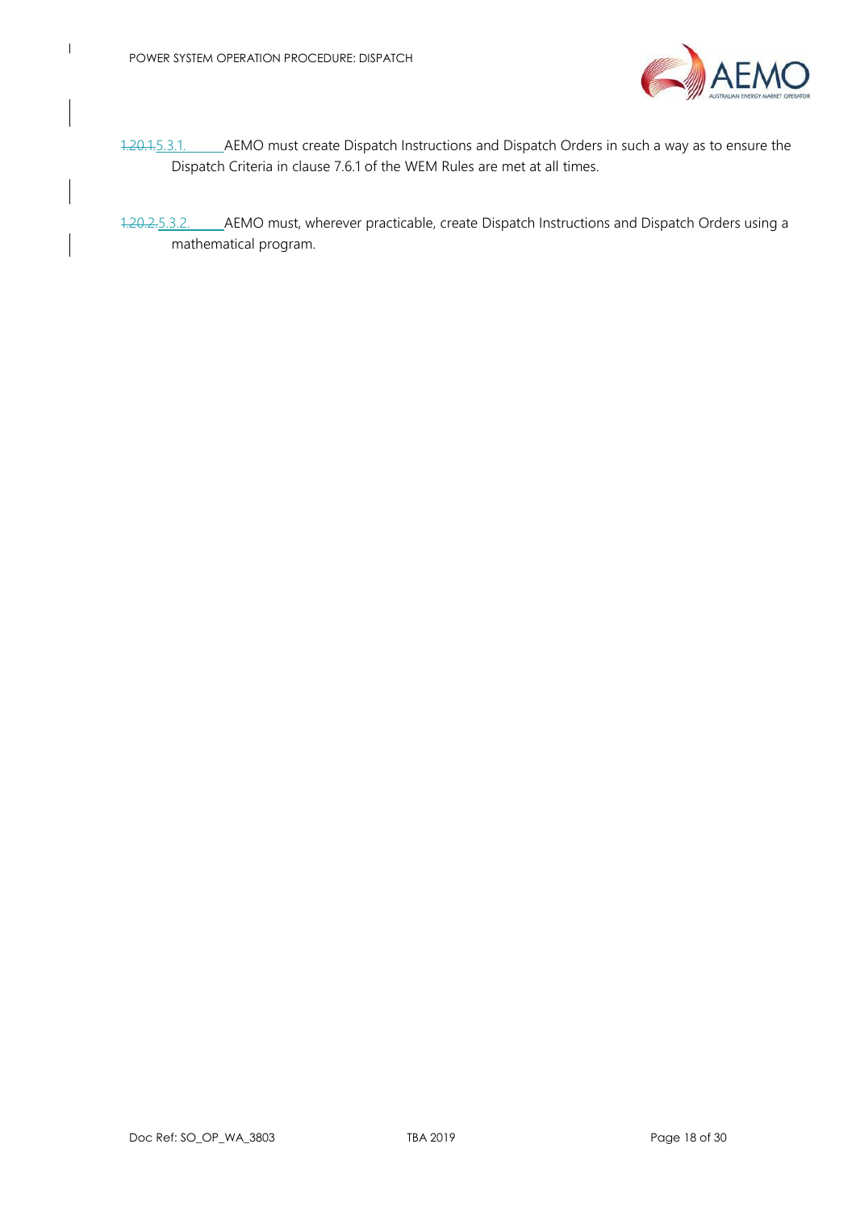~~1.20.1.~~5.3.1. AEMO must create Dispatch Instructions and Dispatch Orders in such a way as to ensure the Dispatch Criteria in clause 7.6.1 of the WEM Rules are met at all times.

~~1.20.2.~~5.3.2. AEMO must, wherever practicable, create Dispatch Instructions and Dispatch Orders using a mathematical program.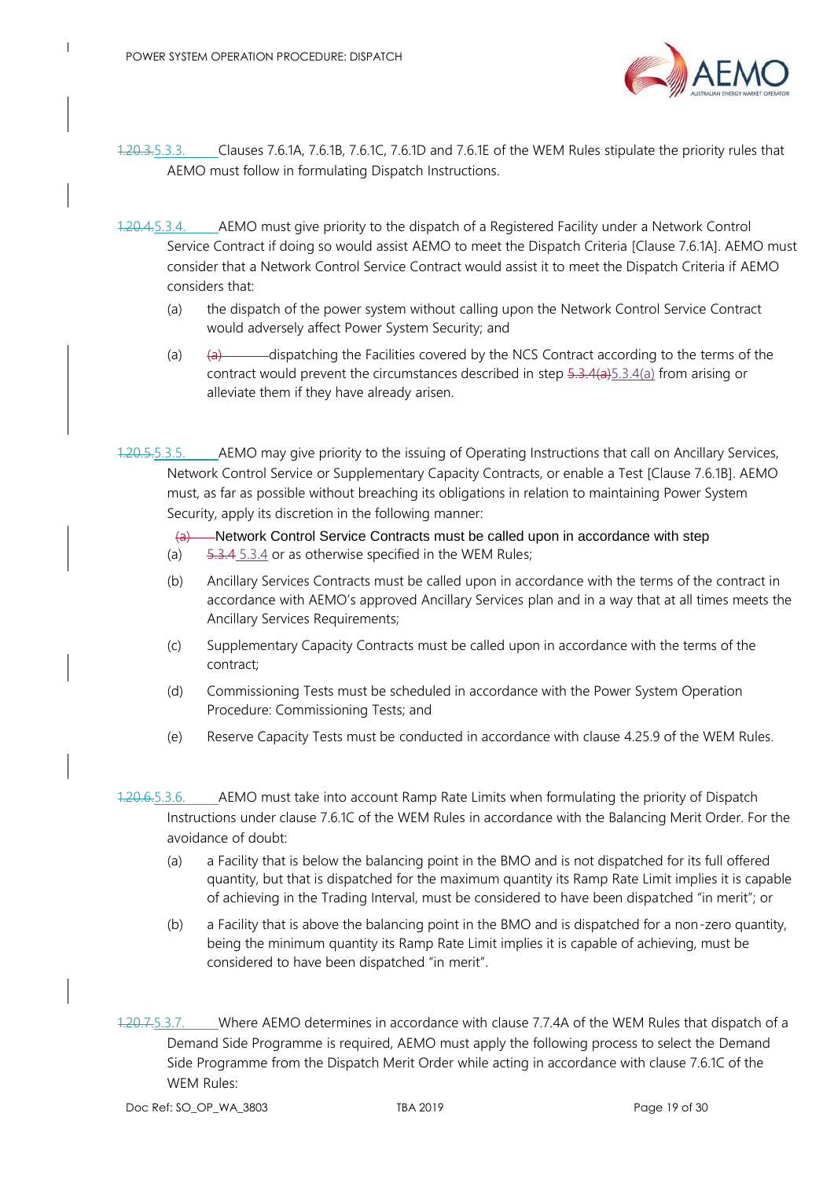1.20.3.5.3.3. Clauses 7.6.1A, 7.6.1B, 7.6.1C, 7.6.1D and 7.6.1E of the WEM Rules stipulate the priority rules that AEMO must follow in formulating Dispatch Instructions.

1.20.4.5.3.4. AEMO must give priority to the dispatch of a Registered Facility under a Network Control Service Contract if doing so would assist AEMO to meet the Dispatch Criteria [Clause 7.6.1A]. AEMO must consider that a Network Control Service Contract would assist it to meet the Dispatch Criteria if AEMO considers that:

(a) the dispatch of the power system without calling upon the Network Control Service Contract would adversely affect Power System Security; and

(a) (a) dispatching the Facilities covered by the NCS Contract according to the terms of the contract would prevent the circumstances described in step 5.3.4(a)5.3.4(a) from arising or alleviate them if they have already arisen.

1.20.5.5.3.5. AEMO may give priority to the issuing of Operating Instructions that call on Ancillary Services, Network Control Service or Supplementary Capacity Contracts, or enable a Test [Clause 7.6.1B]. AEMO must, as far as possible without breaching its obligations in relation to maintaining Power System Security, apply its discretion in the following manner:

(a) (a) Network Control Service Contracts must be called upon in accordance with step 5.3.4 5.3.4 or as otherwise specified in the WEM Rules;

(b) Ancillary Services Contracts must be called upon in accordance with the terms of the contract in accordance with AEMO's approved Ancillary Services plan and in a way that at all times meets the Ancillary Services Requirements;

(c) Supplementary Capacity Contracts must be called upon in accordance with the terms of the contract;

(d) Commissioning Tests must be scheduled in accordance with the Power System Operation Procedure: Commissioning Tests; and

(e) Reserve Capacity Tests must be conducted in accordance with clause 4.25.9 of the WEM Rules.

1.20.6.5.3.6. AEMO must take into account Ramp Rate Limits when formulating the priority of Dispatch Instructions under clause 7.6.1C of the WEM Rules in accordance with the Balancing Merit Order. For the avoidance of doubt:

(a) a Facility that is below the balancing point in the BMO and is not dispatched for its full offered quantity, but that is dispatched for the maximum quantity its Ramp Rate Limit implies it is capable of achieving in the Trading Interval, must be considered to have been dispatched "in merit"; or

(b) a Facility that is above the balancing point in the BMO and is dispatched for a non-zero quantity, being the minimum quantity its Ramp Rate Limit implies it is capable of achieving, must be considered to have been dispatched "in merit".

1.20.7.5.3.7. Where AEMO determines in accordance with clause 7.7.4A of the WEM Rules that dispatch of a Demand Side Programme is required, AEMO must apply the following process to select the Demand Side Programme from the Dispatch Merit Order while acting in accordance with clause 7.6.1C of the WEM Rules: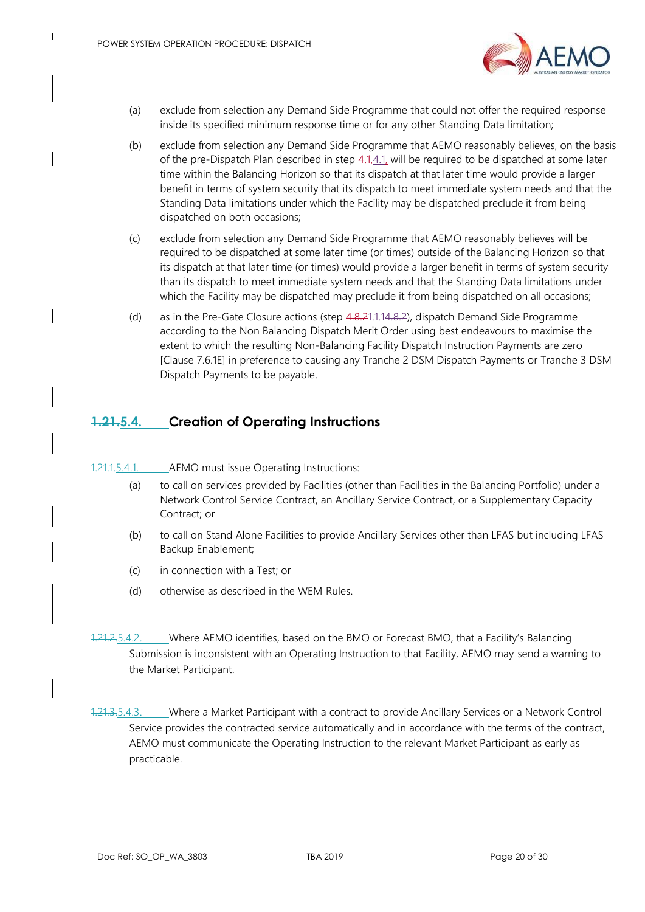(a) exclude from selection any Demand Side Programme that could not offer the required response inside its specified minimum response time or for any other Standing Data limitation;

(b) exclude from selection any Demand Side Programme that AEMO reasonably believes, on the basis of the pre-Dispatch Plan described in step 4.1,4.1, will be required to be dispatched at some later time within the Balancing Horizon so that its dispatch at that later time would provide a larger benefit in terms of system security that its dispatch to meet immediate system needs and that the Standing Data limitations under which the Facility may be dispatched preclude it from being dispatched on both occasions;

(c) exclude from selection any Demand Side Programme that AEMO reasonably believes will be required to be dispatched at some later time (or times) outside of the Balancing Horizon so that its dispatch at that later time (or times) would provide a larger benefit in terms of system security than its dispatch to meet immediate system needs and that the Standing Data limitations under which the Facility may be dispatched may preclude it from being dispatched on all occasions;

(d) as in the Pre-Gate Closure actions (step 4.8.21.1.14.8.2), dispatch Demand Side Programme according to the Non Balancing Dispatch Merit Order using best endeavours to maximise the extent to which the resulting Non-Balancing Facility Dispatch Instruction Payments are zero [Clause 7.6.1E] in preference to causing any Tranche 2 DSM Dispatch Payments or Tranche 3 DSM Dispatch Payments to be payable.

## 1.21.5.4. Creation of Operating Instructions

1.21.1.5.4.1. AEMO must issue Operating Instructions:

(a) to call on services provided by Facilities (other than Facilities in the Balancing Portfolio) under a Network Control Service Contract, an Ancillary Service Contract, or a Supplementary Capacity Contract; or

(b) to call on Stand Alone Facilities to provide Ancillary Services other than LFAS but including LFAS Backup Enablement;

(c) in connection with a Test; or

(d) otherwise as described in the WEM Rules.

1.21.2.5.4.2. Where AEMO identifies, based on the BMO or Forecast BMO, that a Facility's Balancing Submission is inconsistent with an Operating Instruction to that Facility, AEMO may send a warning to the Market Participant.

1.21.3.5.4.3. Where a Market Participant with a contract to provide Ancillary Services or a Network Control Service provides the contracted service automatically and in accordance with the terms of the contract, AEMO must communicate the Operating Instruction to the relevant Market Participant as early as practicable.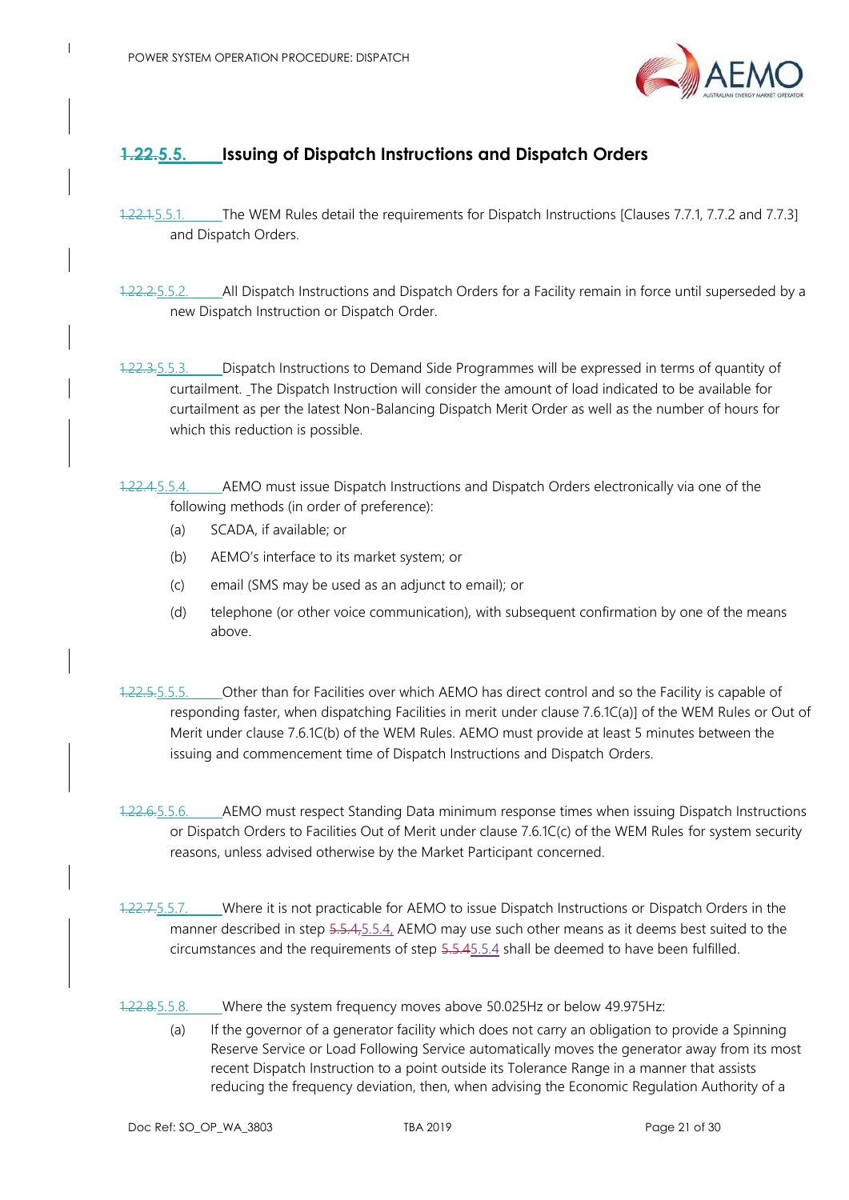## 5.5. Issuing of Dispatch Instructions and Dispatch Orders

5.5.1. The WEM Rules detail the requirements for Dispatch Instructions [Clauses 7.7.1, 7.7.2 and 7.7.3] and Dispatch Orders.

5.5.2. All Dispatch Instructions and Dispatch Orders for a Facility remain in force until superseded by a new Dispatch Instruction or Dispatch Order.

5.5.3. Dispatch Instructions to Demand Side Programmes will be expressed in terms of quantity of curtailment. The Dispatch Instruction will consider the amount of load indicated to be available for curtailment as per the latest Non-Balancing Dispatch Merit Order as well as the number of hours for which this reduction is possible.

5.5.4. AEMO must issue Dispatch Instructions and Dispatch Orders electronically via one of the following methods (in order of preference):

(a) SCADA, if available; or

(b) AEMO's interface to its market system; or

(c) email (SMS may be used as an adjunct to email); or

(d) telephone (or other voice communication), with subsequent confirmation by one of the means above.

5.5.5. Other than for Facilities over which AEMO has direct control and so the Facility is capable of responding faster, when dispatching Facilities in merit under clause 7.6.1C(a)] of the WEM Rules or Out of Merit under clause 7.6.1C(b) of the WEM Rules. AEMO must provide at least 5 minutes between the issuing and commencement time of Dispatch Instructions and Dispatch Orders.

5.5.6. AEMO must respect Standing Data minimum response times when issuing Dispatch Instructions or Dispatch Orders to Facilities Out of Merit under clause 7.6.1C(c) of the WEM Rules for system security reasons, unless advised otherwise by the Market Participant concerned.

5.5.7. Where it is not practicable for AEMO to issue Dispatch Instructions or Dispatch Orders in the manner described in step 5.5.4, AEMO may use such other means as it deems best suited to the circumstances and the requirements of step 5.5.4 shall be deemed to have been fulfilled.

5.5.8. Where the system frequency moves above 50.025Hz or below 49.975Hz:

(a) If the governor of a generator facility which does not carry an obligation to provide a Spinning Reserve Service or Load Following Service automatically moves the generator away from its most recent Dispatch Instruction to a point outside its Tolerance Range in a manner that assists reducing the frequency deviation, then, when advising the Economic Regulation Authority of a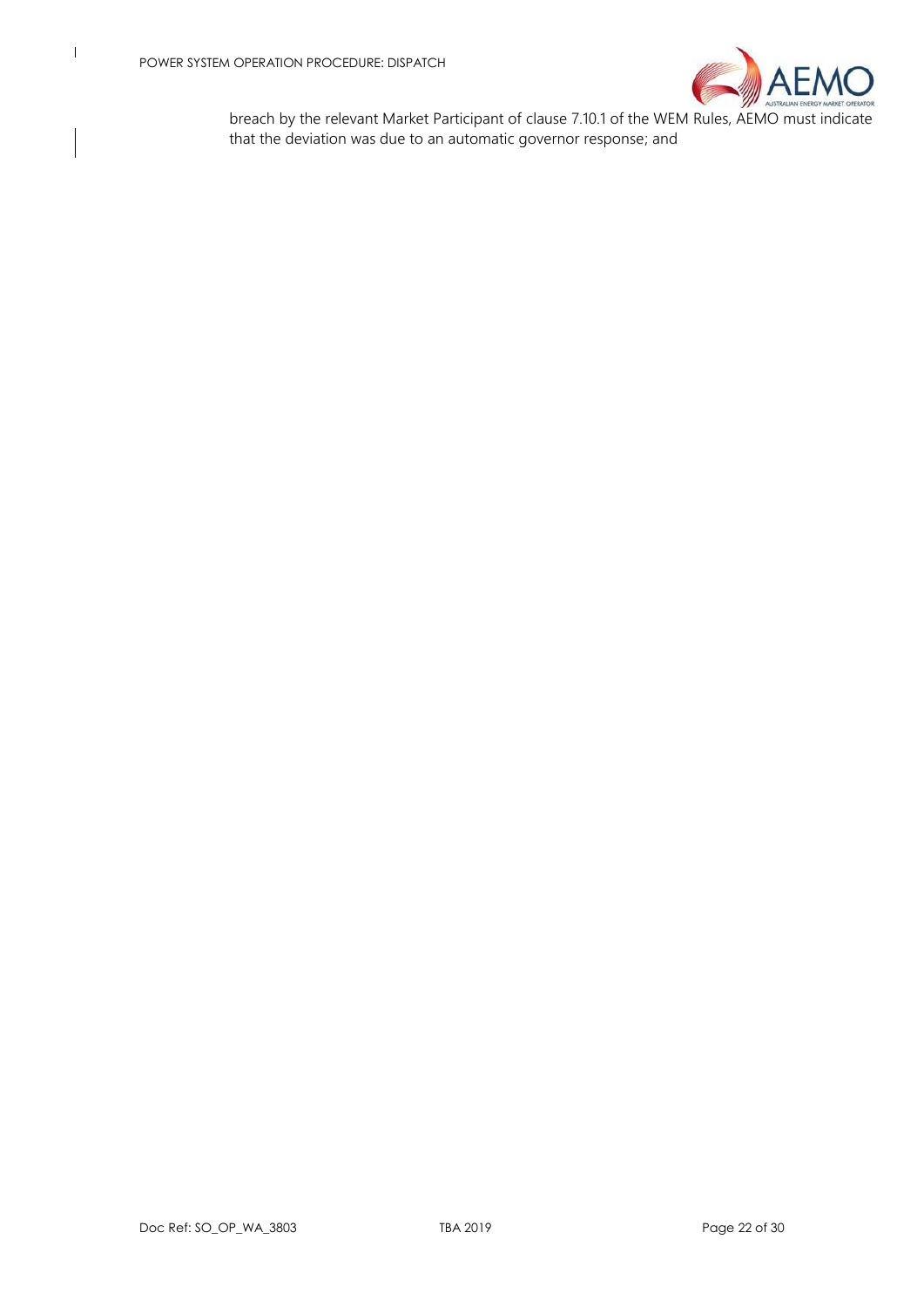breach by the relevant Market Participant of clause 7.10.1 of the WEM Rules, AEMO must indicate that the deviation was due to an automatic governor response; and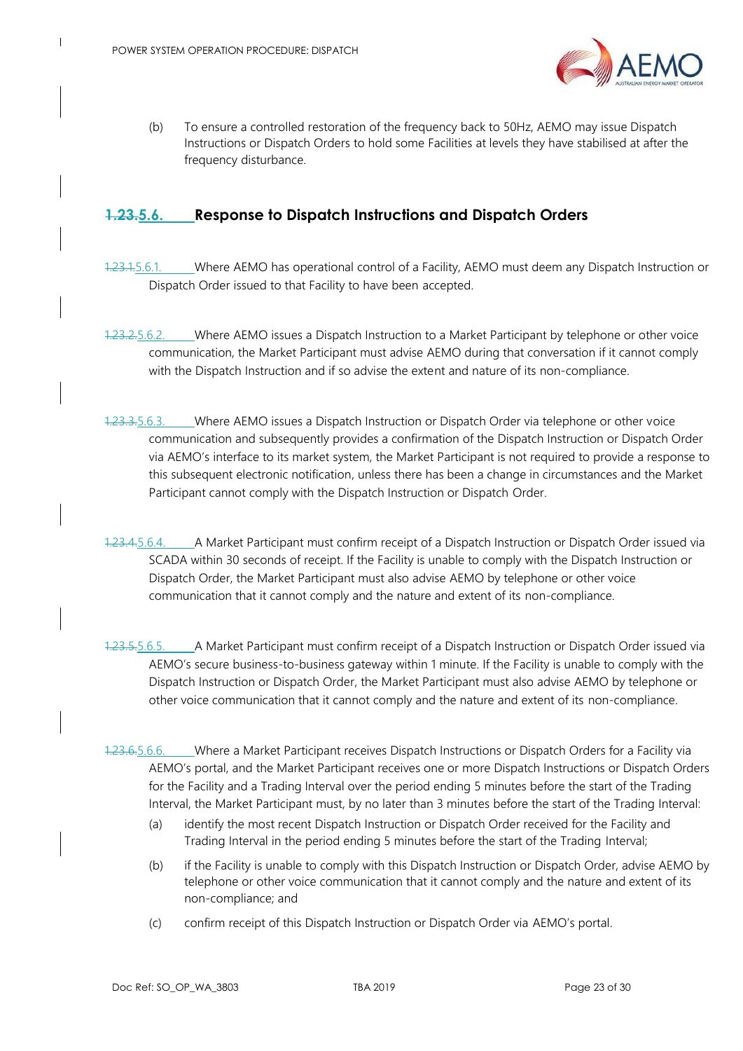(b) To ensure a controlled restoration of the frequency back to 50Hz, AEMO may issue Dispatch Instructions or Dispatch Orders to hold some Facilities at levels they have stabilised at after the frequency disturbance.

## ~~1.23.~~5.6. Response to Dispatch Instructions and Dispatch Orders

~~1.23.1.~~5.6.1. Where AEMO has operational control of a Facility, AEMO must deem any Dispatch Instruction or Dispatch Order issued to that Facility to have been accepted.

~~1.23.2.~~5.6.2. Where AEMO issues a Dispatch Instruction to a Market Participant by telephone or other voice communication, the Market Participant must advise AEMO during that conversation if it cannot comply with the Dispatch Instruction and if so advise the extent and nature of its non-compliance.

~~1.23.3.~~5.6.3. Where AEMO issues a Dispatch Instruction or Dispatch Order via telephone or other voice communication and subsequently provides a confirmation of the Dispatch Instruction or Dispatch Order via AEMO's interface to its market system, the Market Participant is not required to provide a response to this subsequent electronic notification, unless there has been a change in circumstances and the Market Participant cannot comply with the Dispatch Instruction or Dispatch Order.

~~1.23.4.~~5.6.4. A Market Participant must confirm receipt of a Dispatch Instruction or Dispatch Order issued via SCADA within 30 seconds of receipt. If the Facility is unable to comply with the Dispatch Instruction or Dispatch Order, the Market Participant must also advise AEMO by telephone or other voice communication that it cannot comply and the nature and extent of its non-compliance.

~~1.23.5.~~5.6.5. A Market Participant must confirm receipt of a Dispatch Instruction or Dispatch Order issued via AEMO's secure business-to-business gateway within 1 minute. If the Facility is unable to comply with the Dispatch Instruction or Dispatch Order, the Market Participant must also advise AEMO by telephone or other voice communication that it cannot comply and the nature and extent of its non-compliance.

~~1.23.6.~~5.6.6. Where a Market Participant receives Dispatch Instructions or Dispatch Orders for a Facility via AEMO's portal, and the Market Participant receives one or more Dispatch Instructions or Dispatch Orders for the Facility and a Trading Interval over the period ending 5 minutes before the start of the Trading Interval, the Market Participant must, by no later than 3 minutes before the start of the Trading Interval:

(a) identify the most recent Dispatch Instruction or Dispatch Order received for the Facility and Trading Interval in the period ending 5 minutes before the start of the Trading Interval;

(b) if the Facility is unable to comply with this Dispatch Instruction or Dispatch Order, advise AEMO by telephone or other voice communication that it cannot comply and the nature and extent of its non-compliance; and

(c) confirm receipt of this Dispatch Instruction or Dispatch Order via AEMO's portal.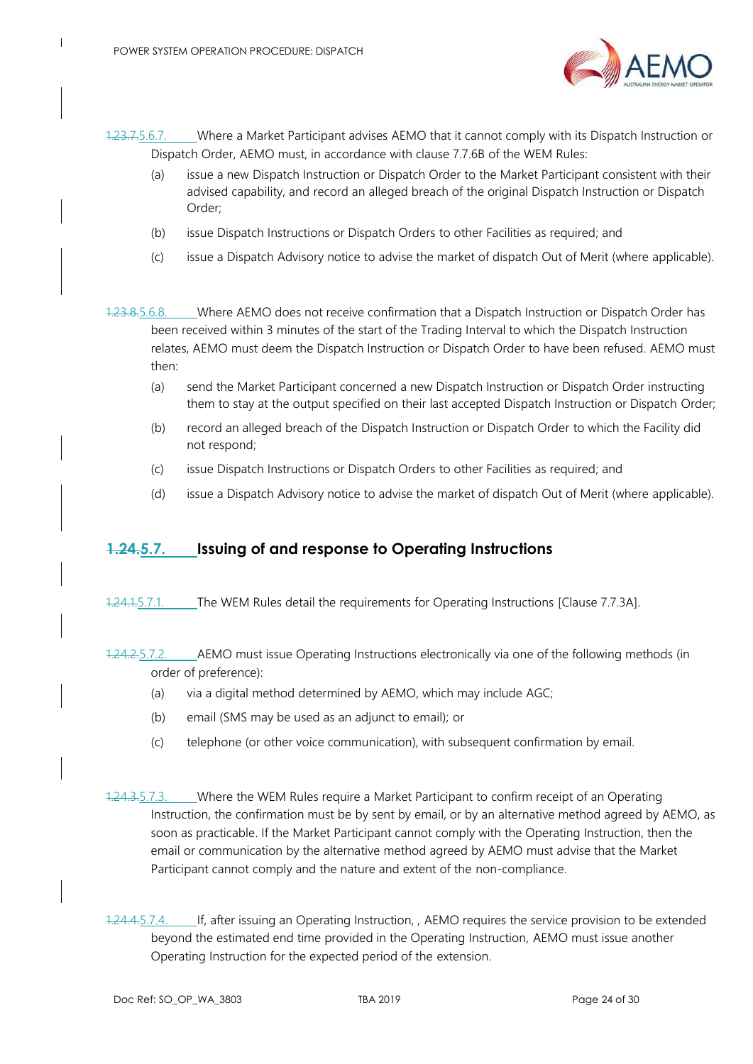1.23.7.5.6.7. Where a Market Participant advises AEMO that it cannot comply with its Dispatch Instruction or Dispatch Order, AEMO must, in accordance with clause 7.7.6B of the WEM Rules:

(a) issue a new Dispatch Instruction or Dispatch Order to the Market Participant consistent with their advised capability, and record an alleged breach of the original Dispatch Instruction or Dispatch Order;

(b) issue Dispatch Instructions or Dispatch Orders to other Facilities as required; and

(c) issue a Dispatch Advisory notice to advise the market of dispatch Out of Merit (where applicable).

1.23.8.5.6.8. Where AEMO does not receive confirmation that a Dispatch Instruction or Dispatch Order has been received within 3 minutes of the start of the Trading Interval to which the Dispatch Instruction relates, AEMO must deem the Dispatch Instruction or Dispatch Order to have been refused. AEMO must then:

(a) send the Market Participant concerned a new Dispatch Instruction or Dispatch Order instructing them to stay at the output specified on their last accepted Dispatch Instruction or Dispatch Order;

(b) record an alleged breach of the Dispatch Instruction or Dispatch Order to which the Facility did not respond;

(c) issue Dispatch Instructions or Dispatch Orders to other Facilities as required; and

(d) issue a Dispatch Advisory notice to advise the market of dispatch Out of Merit (where applicable).

## 1.24.5.7. Issuing of and response to Operating Instructions

1.24.1.5.7.1. The WEM Rules detail the requirements for Operating Instructions [Clause 7.7.3A].

1.24.2.5.7.2. AEMO must issue Operating Instructions electronically via one of the following methods (in order of preference):

(a) via a digital method determined by AEMO, which may include AGC;

(b) email (SMS may be used as an adjunct to email); or

(c) telephone (or other voice communication), with subsequent confirmation by email.

1.24.3.5.7.3. Where the WEM Rules require a Market Participant to confirm receipt of an Operating Instruction, the confirmation must be by sent by email, or by an alternative method agreed by AEMO, as soon as practicable. If the Market Participant cannot comply with the Operating Instruction, then the email or communication by the alternative method agreed by AEMO must advise that the Market Participant cannot comply and the nature and extent of the non-compliance.

1.24.4.5.7.4. If, after issuing an Operating Instruction, , AEMO requires the service provision to be extended beyond the estimated end time provided in the Operating Instruction, AEMO must issue another Operating Instruction for the expected period of the extension.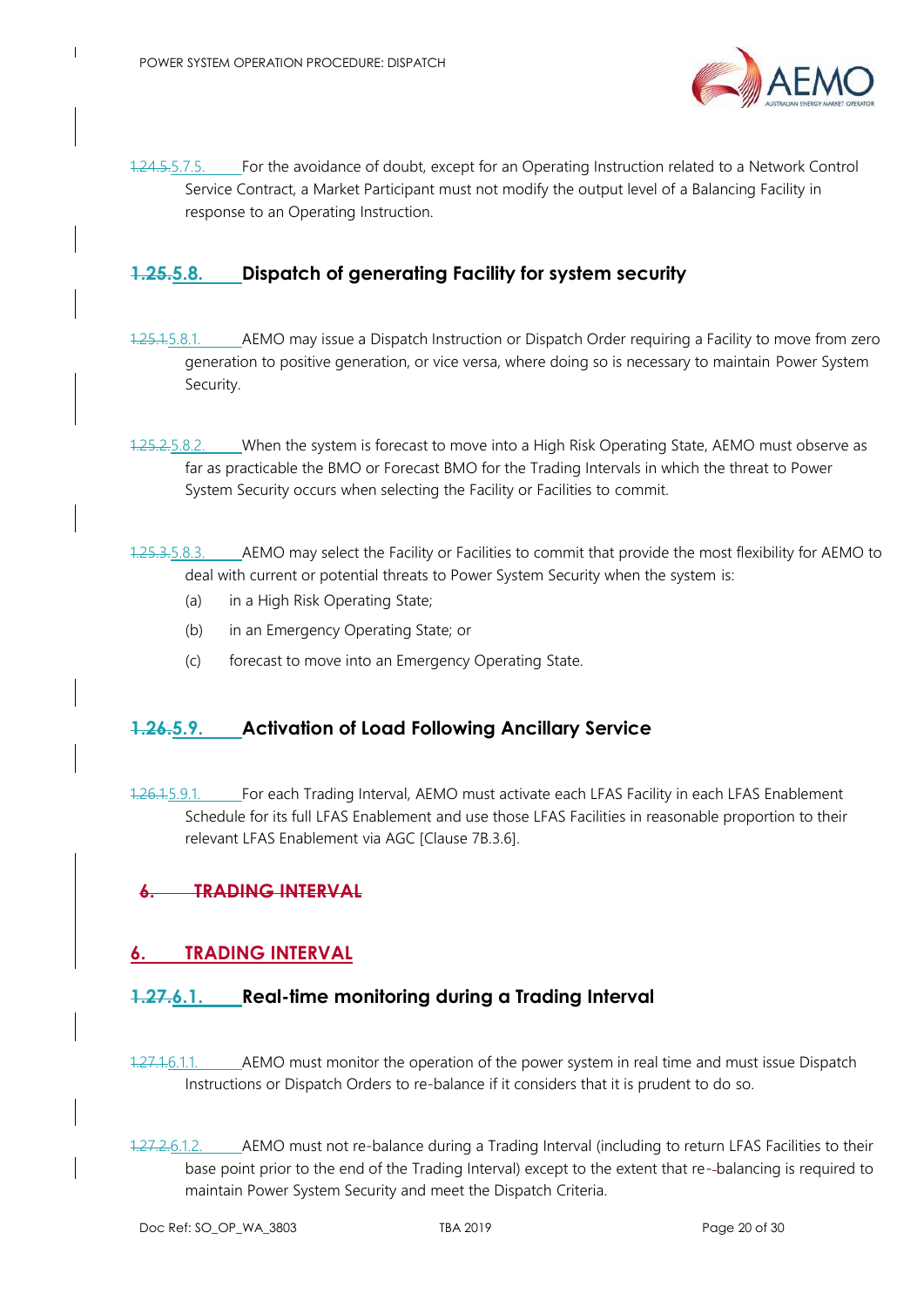~~1.24.5.~~5.7.5. For the avoidance of doubt, except for an Operating Instruction related to a Network Control Service Contract, a Market Participant must not modify the output level of a Balancing Facility in response to an Operating Instruction.

### ~~1.25.~~5.8. Dispatch of generating Facility for system security

~~1.25.1.~~5.8.1. AEMO may issue a Dispatch Instruction or Dispatch Order requiring a Facility to move from zero generation to positive generation, or vice versa, where doing so is necessary to maintain Power System Security.

~~1.25.2.~~5.8.2. When the system is forecast to move into a High Risk Operating State, AEMO must observe as far as practicable the BMO or Forecast BMO for the Trading Intervals in which the threat to Power System Security occurs when selecting the Facility or Facilities to commit.

~~1.25.3.~~5.8.3. AEMO may select the Facility or Facilities to commit that provide the most flexibility for AEMO to deal with current or potential threats to Power System Security when the system is:

(a) in a High Risk Operating State;

(b) in an Emergency Operating State; or

(c) forecast to move into an Emergency Operating State.

### ~~1.26.~~5.9. Activation of Load Following Ancillary Service

~~1.26.1.~~5.9.1. For each Trading Interval, AEMO must activate each LFAS Facility in each LFAS Enablement Schedule for its full LFAS Enablement and use those LFAS Facilities in reasonable proportion to their relevant LFAS Enablement via AGC [Clause 7B.3.6].

## ~~6. TRADING INTERVAL~~

## 6. TRADING INTERVAL

### ~~1.27.~~6.1. Real-time monitoring during a Trading Interval

~~1.27.1.~~6.1.1. AEMO must monitor the operation of the power system in real time and must issue Dispatch Instructions or Dispatch Orders to re-balance if it considers that it is prudent to do so.

~~1.27.2.~~6.1.2. AEMO must not re-balance during a Trading Interval (including to return LFAS Facilities to their base point prior to the end of the Trading Interval) except to the extent that re-balancing is required to maintain Power System Security and meet the Dispatch Criteria.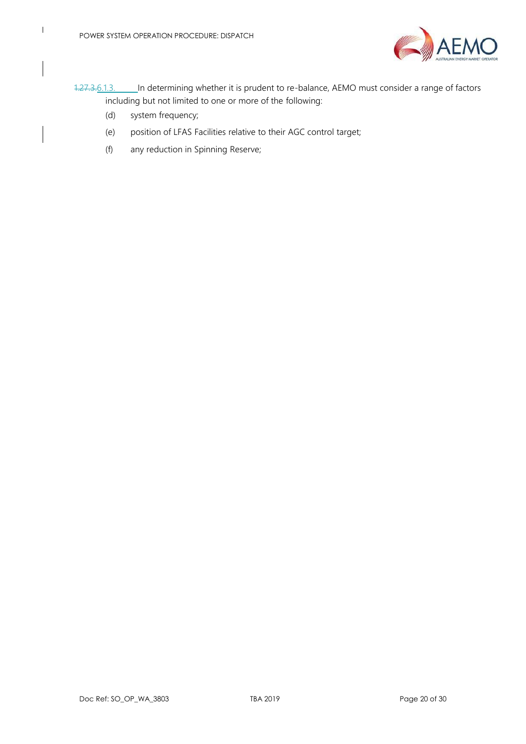~~1.27.3.~~6.1.3. In determining whether it is prudent to re-balance, AEMO must consider a range of factors including but not limited to one or more of the following:

(d) system frequency;

(e) position of LFAS Facilities relative to their AGC control target;

(f) any reduction in Spinning Reserve;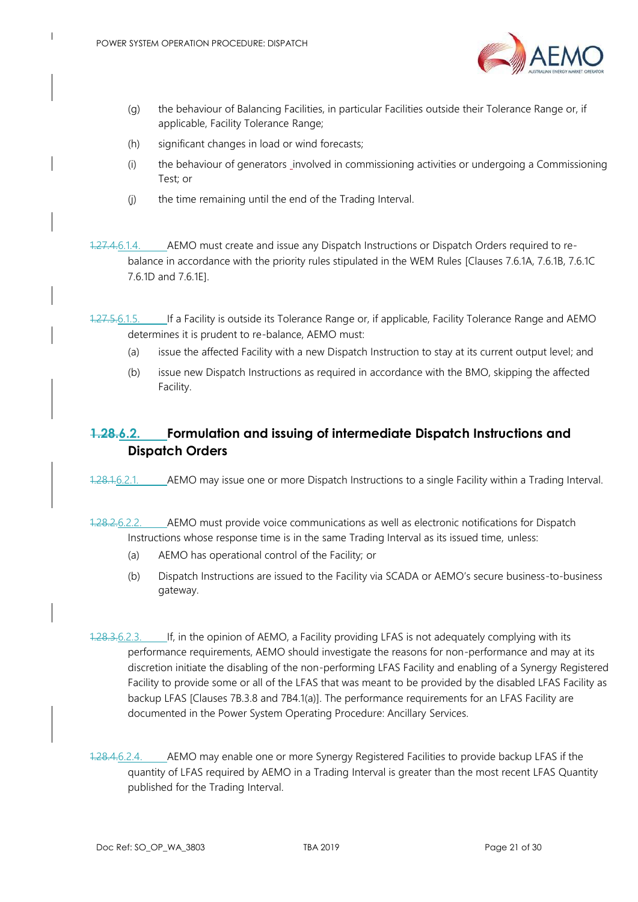(g) the behaviour of Balancing Facilities, in particular Facilities outside their Tolerance Range or, if applicable, Facility Tolerance Range;

(h) significant changes in load or wind forecasts;

(i) the behaviour of generators involved in commissioning activities or undergoing a Commissioning Test; or

(j) the time remaining until the end of the Trading Interval.

~~1.27.4.~~6.1.4. AEMO must create and issue any Dispatch Instructions or Dispatch Orders required to re-balance in accordance with the priority rules stipulated in the WEM Rules [Clauses 7.6.1A, 7.6.1B, 7.6.1C 7.6.1D and 7.6.1E].

~~1.27.5.~~6.1.5. If a Facility is outside its Tolerance Range or, if applicable, Facility Tolerance Range and AEMO determines it is prudent to re-balance, AEMO must:

(a) issue the affected Facility with a new Dispatch Instruction to stay at its current output level; and

(b) issue new Dispatch Instructions as required in accordance with the BMO, skipping the affected Facility.

## ~~1.28.~~6.2. Formulation and issuing of intermediate Dispatch Instructions and Dispatch Orders

~~1.28.1.~~6.2.1. AEMO may issue one or more Dispatch Instructions to a single Facility within a Trading Interval.

~~1.28.2.~~6.2.2. AEMO must provide voice communications as well as electronic notifications for Dispatch Instructions whose response time is in the same Trading Interval as its issued time, unless:

(a) AEMO has operational control of the Facility; or

(b) Dispatch Instructions are issued to the Facility via SCADA or AEMO's secure business-to-business gateway.

~~1.28.3.~~6.2.3. If, in the opinion of AEMO, a Facility providing LFAS is not adequately complying with its performance requirements, AEMO should investigate the reasons for non-performance and may at its discretion initiate the disabling of the non-performing LFAS Facility and enabling of a Synergy Registered Facility to provide some or all of the LFAS that was meant to be provided by the disabled LFAS Facility as backup LFAS [Clauses 7B.3.8 and 7B4.1(a)]. The performance requirements for an LFAS Facility are documented in the Power System Operating Procedure: Ancillary Services.

~~1.28.4.~~6.2.4. AEMO may enable one or more Synergy Registered Facilities to provide backup LFAS if the quantity of LFAS required by AEMO in a Trading Interval is greater than the most recent LFAS Quantity published for the Trading Interval.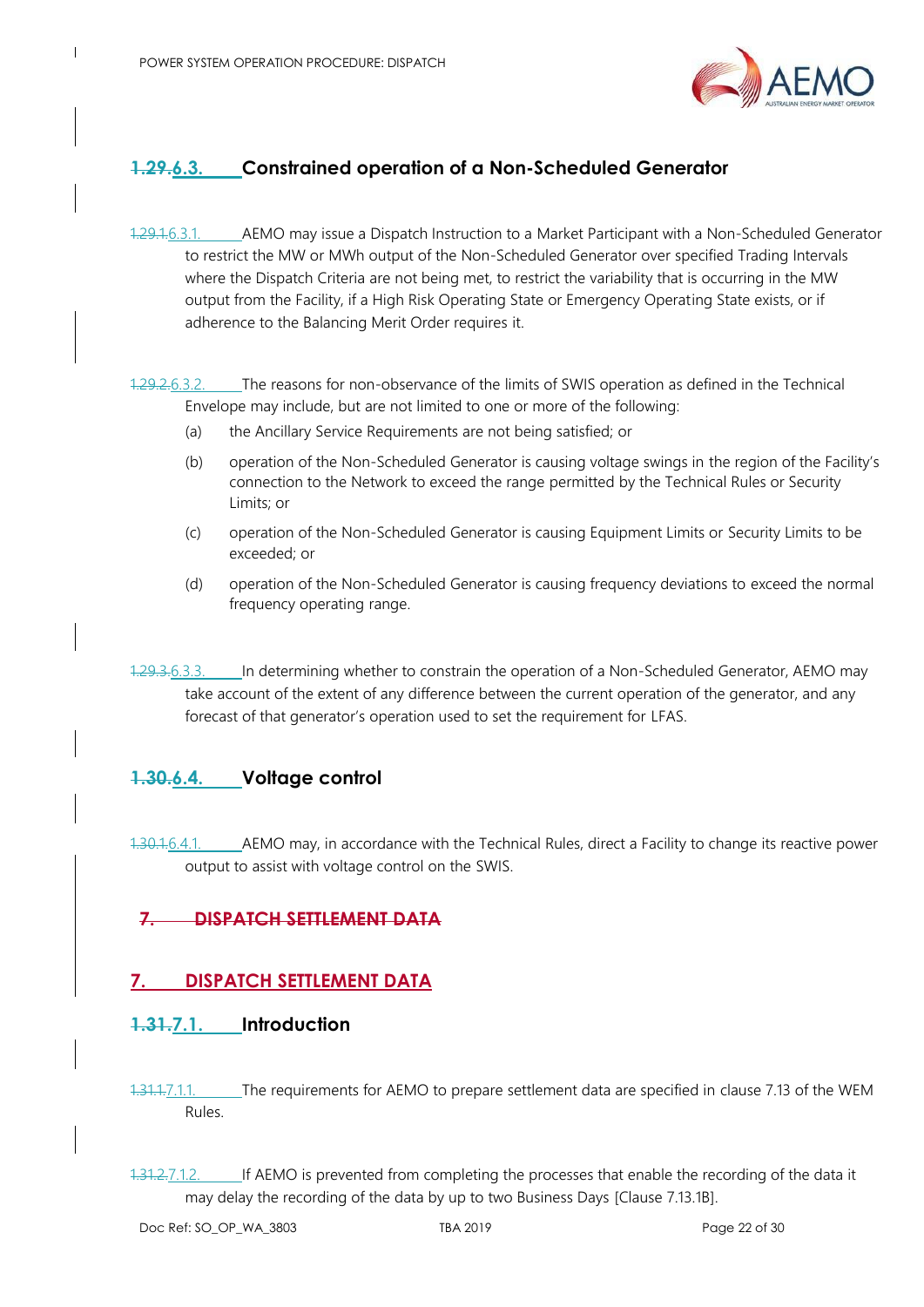### ~~1.29.~~6.3. Constrained operation of a Non-Scheduled Generator

~~1.29.1.~~6.3.1. AEMO may issue a Dispatch Instruction to a Market Participant with a Non-Scheduled Generator to restrict the MW or MWh output of the Non-Scheduled Generator over specified Trading Intervals where the Dispatch Criteria are not being met, to restrict the variability that is occurring in the MW output from the Facility, if a High Risk Operating State or Emergency Operating State exists, or if adherence to the Balancing Merit Order requires it.

~~1.29.2.~~6.3.2. The reasons for non-observance of the limits of SWIS operation as defined in the Technical Envelope may include, but are not limited to one or more of the following:

(a) the Ancillary Service Requirements are not being satisfied; or

(b) operation of the Non-Scheduled Generator is causing voltage swings in the region of the Facility's connection to the Network to exceed the range permitted by the Technical Rules or Security Limits; or

(c) operation of the Non-Scheduled Generator is causing Equipment Limits or Security Limits to be exceeded; or

(d) operation of the Non-Scheduled Generator is causing frequency deviations to exceed the normal frequency operating range.

~~1.29.3.~~6.3.3. In determining whether to constrain the operation of a Non-Scheduled Generator, AEMO may take account of the extent of any difference between the current operation of the generator, and any forecast of that generator's operation used to set the requirement for LFAS.

### ~~1.30.~~6.4. Voltage control

~~1.30.1.~~6.4.1. AEMO may, in accordance with the Technical Rules, direct a Facility to change its reactive power output to assist with voltage control on the SWIS.

## ~~7. DISPATCH SETTLEMENT DATA~~

## 7. DISPATCH SETTLEMENT DATA

### ~~1.31.~~7.1. Introduction

~~1.31.1.~~7.1.1. The requirements for AEMO to prepare settlement data are specified in clause 7.13 of the WEM Rules.

~~1.31.2.~~7.1.2. If AEMO is prevented from completing the processes that enable the recording of the data it may delay the recording of the data by up to two Business Days [Clause 7.13.1B].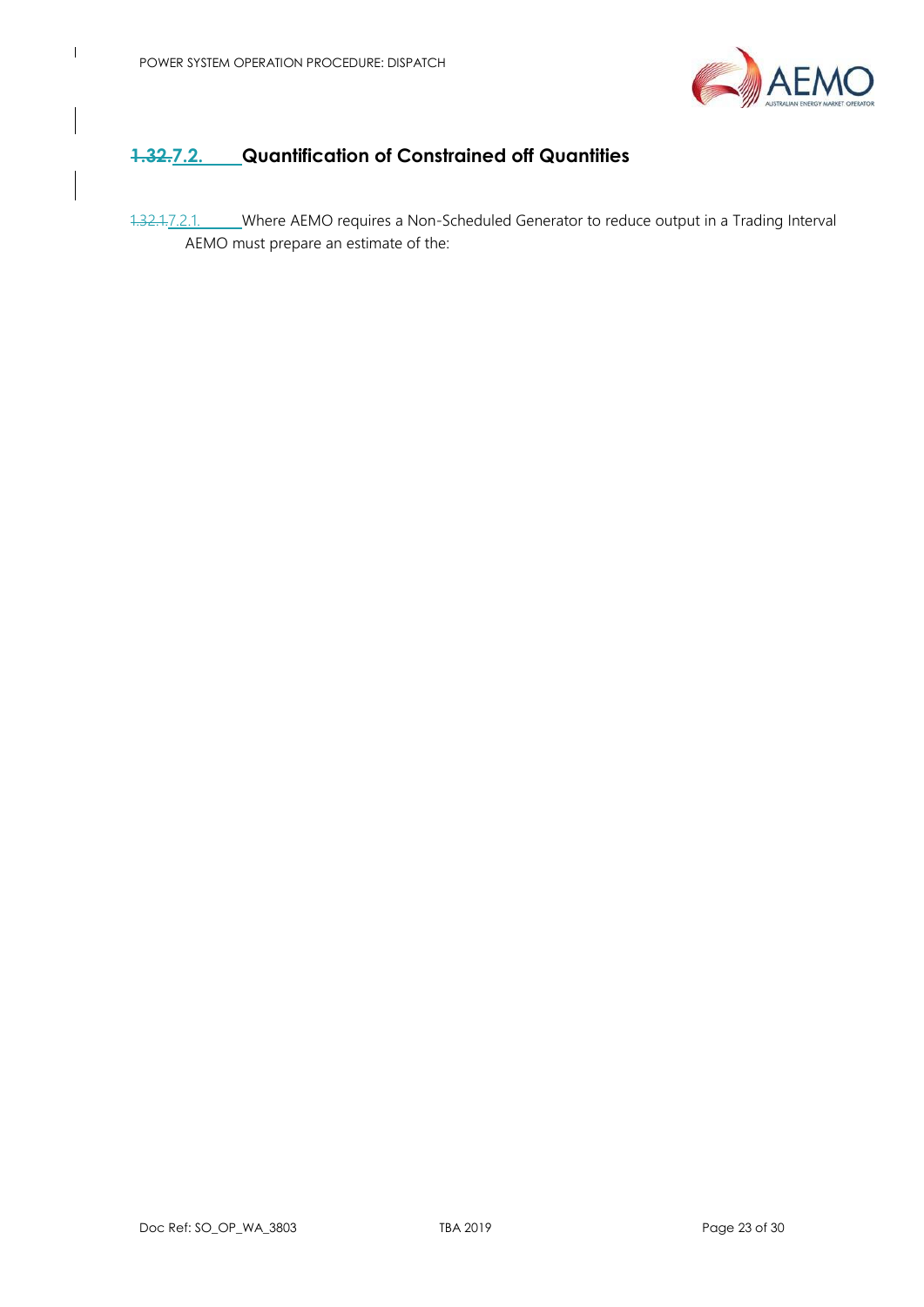### ~~1.32.~~7.2. Quantification of Constrained off Quantities

~~1.32.1.~~7.2.1. Where AEMO requires a Non-Scheduled Generator to reduce output in a Trading Interval AEMO must prepare an estimate of the: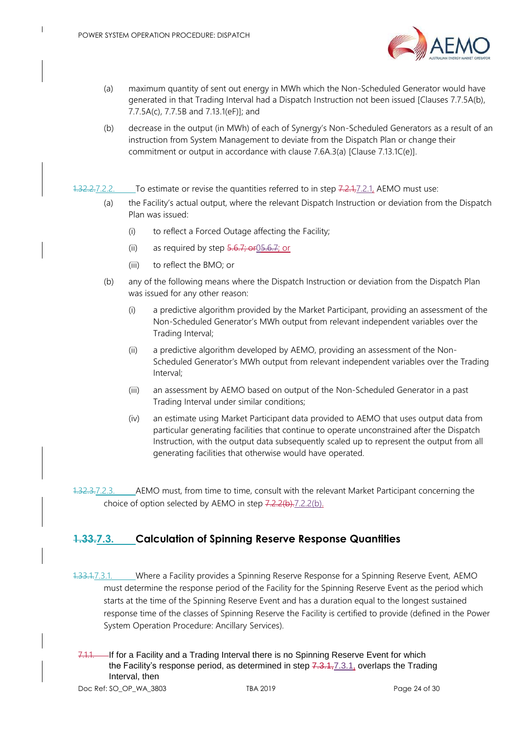(a) maximum quantity of sent out energy in MWh which the Non-Scheduled Generator would have generated in that Trading Interval had a Dispatch Instruction not been issued [Clauses 7.7.5A(b), 7.7.5A(c), 7.7.5B and 7.13.1(eF)]; and

(b) decrease in the output (in MWh) of each of Synergy's Non-Scheduled Generators as a result of an instruction from System Management to deviate from the Dispatch Plan or change their commitment or output in accordance with clause 7.6A.3(a) [Clause 7.13.1C(e)].

~~1.32.2.~~7.2.2. To estimate or revise the quantities referred to in step ~~7.2.1,~~7.2.1, AEMO must use:

(a) the Facility's actual output, where the relevant Dispatch Instruction or deviation from the Dispatch Plan was issued:

(i) to reflect a Forced Outage affecting the Facility;

(ii) as required by step ~~5.6.7; or~~05.6.7; or

(iii) to reflect the BMO; or

(b) any of the following means where the Dispatch Instruction or deviation from the Dispatch Plan was issued for any other reason:

(i) a predictive algorithm provided by the Market Participant, providing an assessment of the Non-Scheduled Generator's MWh output from relevant independent variables over the Trading Interval;

(ii) a predictive algorithm developed by AEMO, providing an assessment of the Non-Scheduled Generator's MWh output from relevant independent variables over the Trading Interval;

(iii) an assessment by AEMO based on output of the Non-Scheduled Generator in a past Trading Interval under similar conditions;

(iv) an estimate using Market Participant data provided to AEMO that uses output data from particular generating facilities that continue to operate unconstrained after the Dispatch Instruction, with the output data subsequently scaled up to represent the output from all generating facilities that otherwise would have operated.

~~1.32.3.~~7.2.3. AEMO must, from time to time, consult with the relevant Market Participant concerning the choice of option selected by AEMO in step ~~7.2.2(b).~~7.2.2(b).

## ~~1.33.~~7.3. Calculation of Spinning Reserve Response Quantities

~~1.33.1~~7.3.1. Where a Facility provides a Spinning Reserve Response for a Spinning Reserve Event, AEMO must determine the response period of the Facility for the Spinning Reserve Event as the period which starts at the time of the Spinning Reserve Event and has a duration equal to the longest sustained response time of the classes of Spinning Reserve the Facility is certified to provide (defined in the Power System Operation Procedure: Ancillary Services).

~~7.1.1.~~ If for a Facility and a Trading Interval there is no Spinning Reserve Event for which the Facility's response period, as determined in step ~~7.3.1,~~7.3.1, overlaps the Trading Interval, then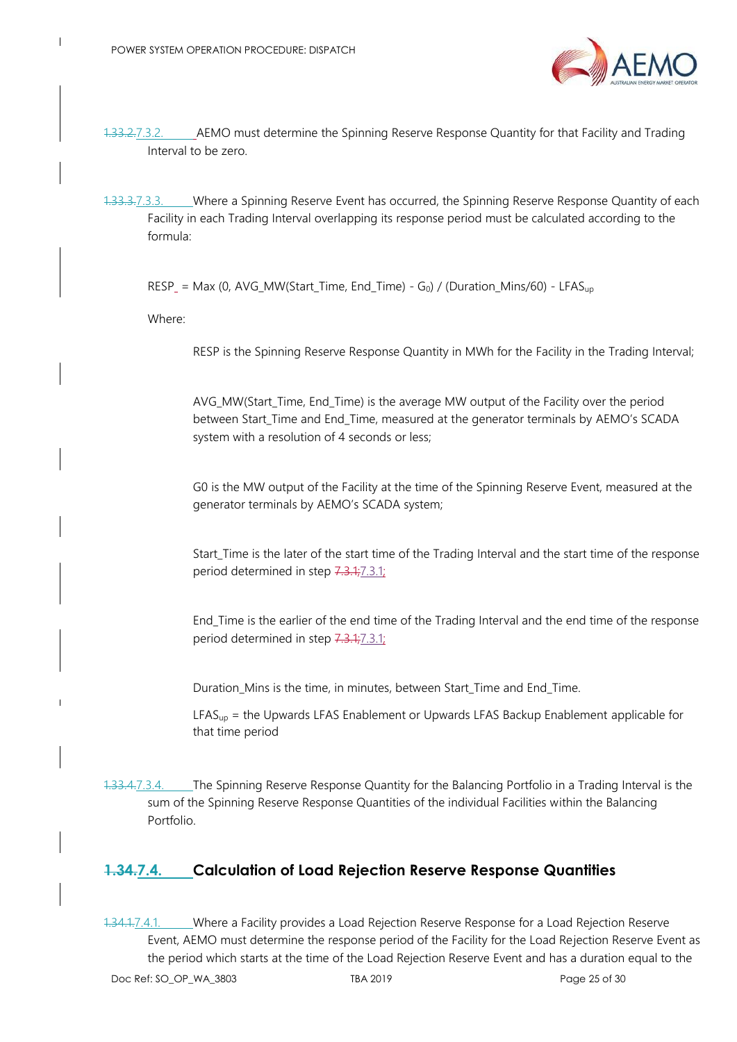~~1.33.2.~~7.3.2. AEMO must determine the Spinning Reserve Response Quantity for that Facility and Trading Interval to be zero.

~~1.33.3.~~7.3.3. Where a Spinning Reserve Event has occurred, the Spinning Reserve Response Quantity of each Facility in each Trading Interval overlapping its response period must be calculated according to the formula:

$$RESP = Max\,(0, AVG\_MW(Start\_Time, End\_Time) - G_0) / (Duration\_Mins/60) - LFAS_{up}$$

Where:

RESP is the Spinning Reserve Response Quantity in MWh for the Facility in the Trading Interval;

AVG_MW(Start_Time, End_Time) is the average MW output of the Facility over the period between Start_Time and End_Time, measured at the generator terminals by AEMO's SCADA system with a resolution of 4 seconds or less;

G0 is the MW output of the Facility at the time of the Spinning Reserve Event, measured at the generator terminals by AEMO's SCADA system;

Start_Time is the later of the start time of the Trading Interval and the start time of the response period determined in step ~~7.3.1;~~7.3.1;

End_Time is the earlier of the end time of the Trading Interval and the end time of the response period determined in step ~~7.3.1;~~7.3.1;

Duration_Mins is the time, in minutes, between Start_Time and End_Time.

$LFAS_{up}$ = the Upwards LFAS Enablement or Upwards LFAS Backup Enablement applicable for that time period

~~1.33.4.~~7.3.4. The Spinning Reserve Response Quantity for the Balancing Portfolio in a Trading Interval is the sum of the Spinning Reserve Response Quantities of the individual Facilities within the Balancing Portfolio.

## ~~1.34.~~7.4. Calculation of Load Rejection Reserve Response Quantities

~~1.34.1.~~7.4.1. Where a Facility provides a Load Rejection Reserve Response for a Load Rejection Reserve Event, AEMO must determine the response period of the Facility for the Load Rejection Reserve Event as the period which starts at the time of the Load Rejection Reserve Event and has a duration equal to the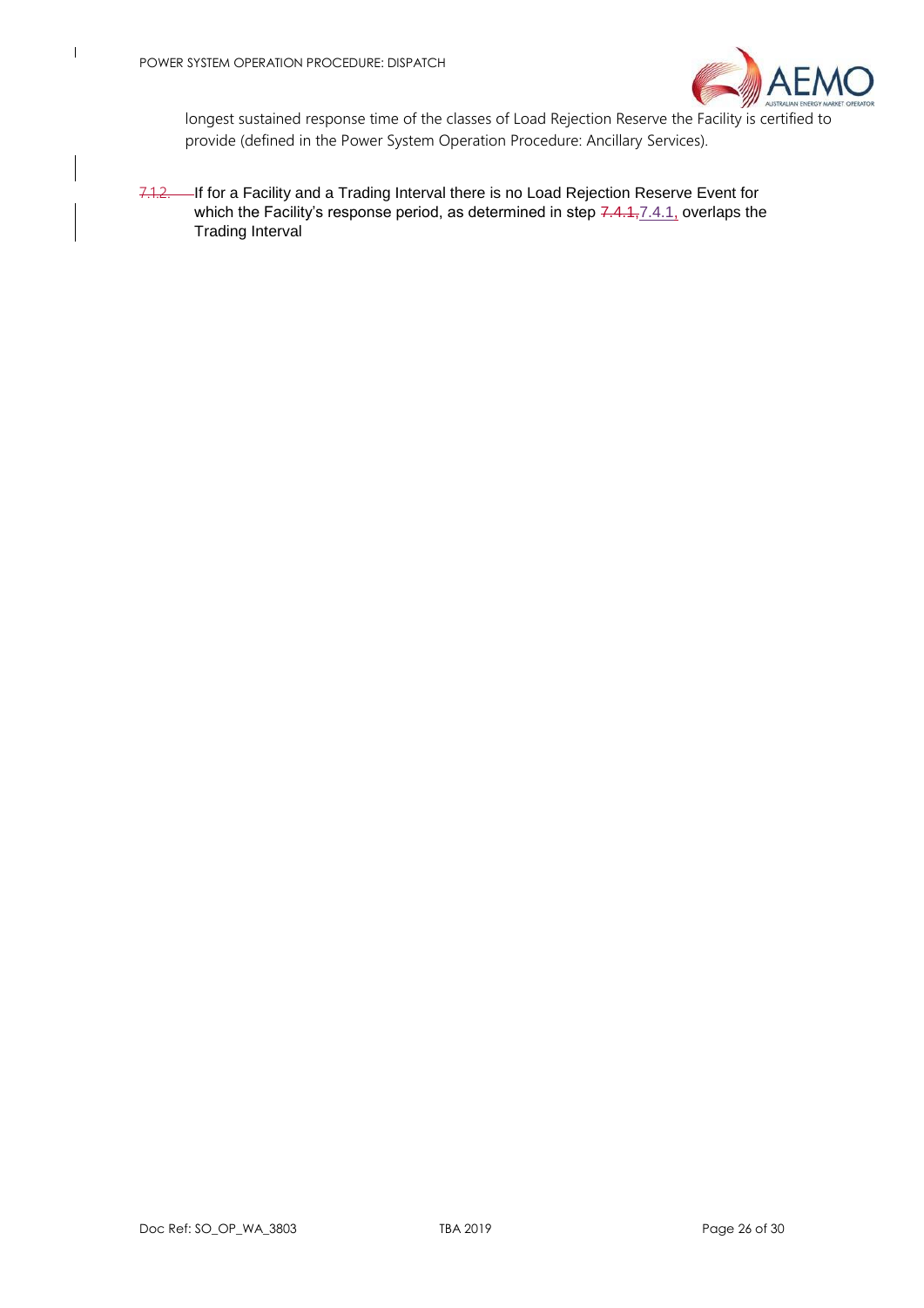longest sustained response time of the classes of Load Rejection Reserve the Facility is certified to provide (defined in the Power System Operation Procedure: Ancillary Services).

~~7.1.2.~~ If for a Facility and a Trading Interval there is no Load Rejection Reserve Event for which the Facility's response period, as determined in step ~~7.4.1,~~7.4.1, overlaps the Trading Interval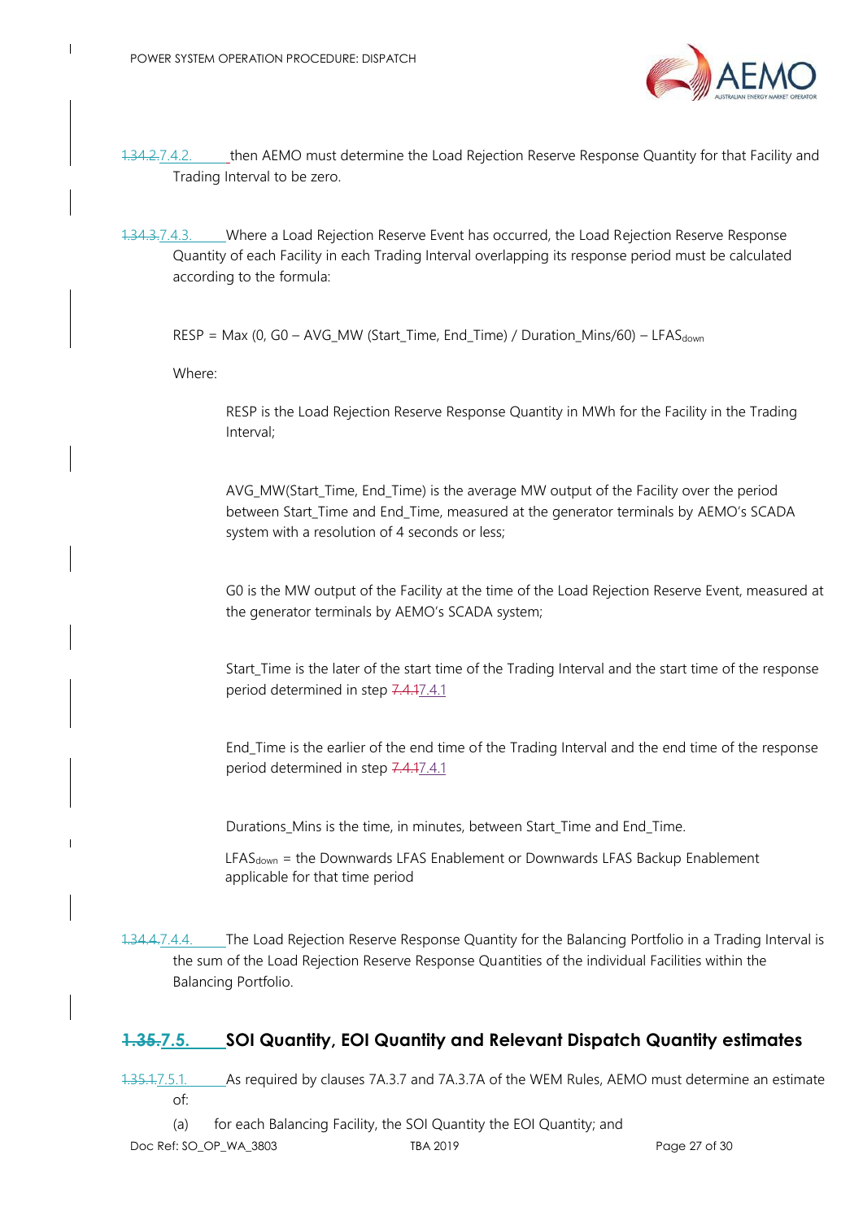1.34.2.7.4.2. then AEMO must determine the Load Rejection Reserve Response Quantity for that Facility and Trading Interval to be zero.

1.34.3.7.4.3. Where a Load Rejection Reserve Event has occurred, the Load Rejection Reserve Response Quantity of each Facility in each Trading Interval overlapping its response period must be calculated according to the formula:

$$RESP = Max\ (0,\ G0 - AVG\_MW\ (Start\_Time,\ End\_Time) / Duration\_Mins/60) - LFAS_{down}$$

Where:

RESP is the Load Rejection Reserve Response Quantity in MWh for the Facility in the Trading Interval;

AVG_MW(Start_Time, End_Time) is the average MW output of the Facility over the period between Start_Time and End_Time, measured at the generator terminals by AEMO's SCADA system with a resolution of 4 seconds or less;

G0 is the MW output of the Facility at the time of the Load Rejection Reserve Event, measured at the generator terminals by AEMO's SCADA system;

Start_Time is the later of the start time of the Trading Interval and the start time of the response period determined in step 7.4.17.4.1

End_Time is the earlier of the end time of the Trading Interval and the end time of the response period determined in step 7.4.17.4.1

Durations_Mins is the time, in minutes, between Start_Time and End_Time.

$LFAS_{down}$ = the Downwards LFAS Enablement or Downwards LFAS Backup Enablement applicable for that time period

1.34.4.7.4.4. The Load Rejection Reserve Response Quantity for the Balancing Portfolio in a Trading Interval is the sum of the Load Rejection Reserve Response Quantities of the individual Facilities within the Balancing Portfolio.

## 1.35.7.5. SOI Quantity, EOI Quantity and Relevant Dispatch Quantity estimates

1.35.1.7.5.1. As required by clauses 7A.3.7 and 7A.3.7A of the WEM Rules, AEMO must determine an estimate of:

(a) for each Balancing Facility, the SOI Quantity the EOI Quantity; and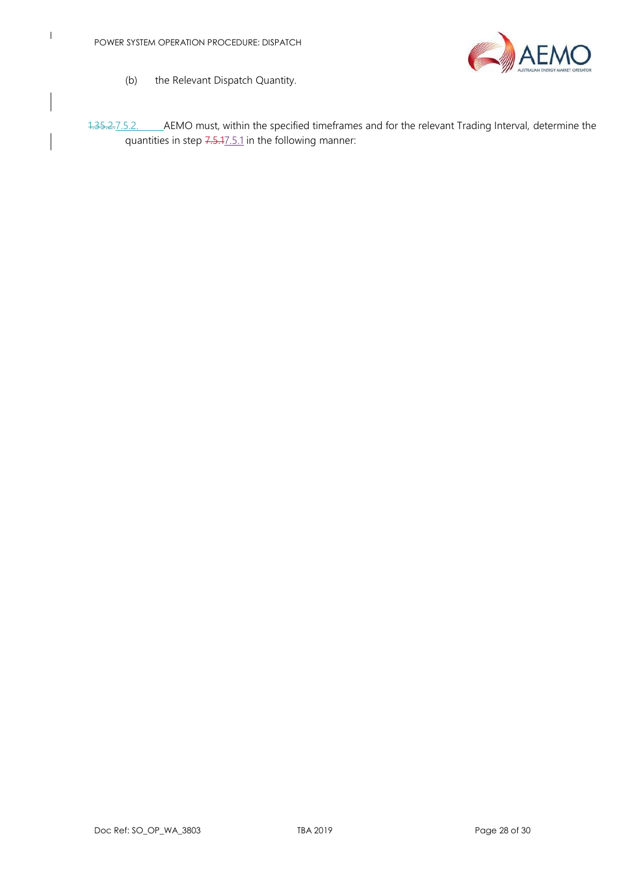(b) the Relevant Dispatch Quantity.

~~1.35.2.~~7.5.2. AEMO must, within the specified timeframes and for the relevant Trading Interval, determine the quantities in step ~~7.5.1~~7.5.1 in the following manner: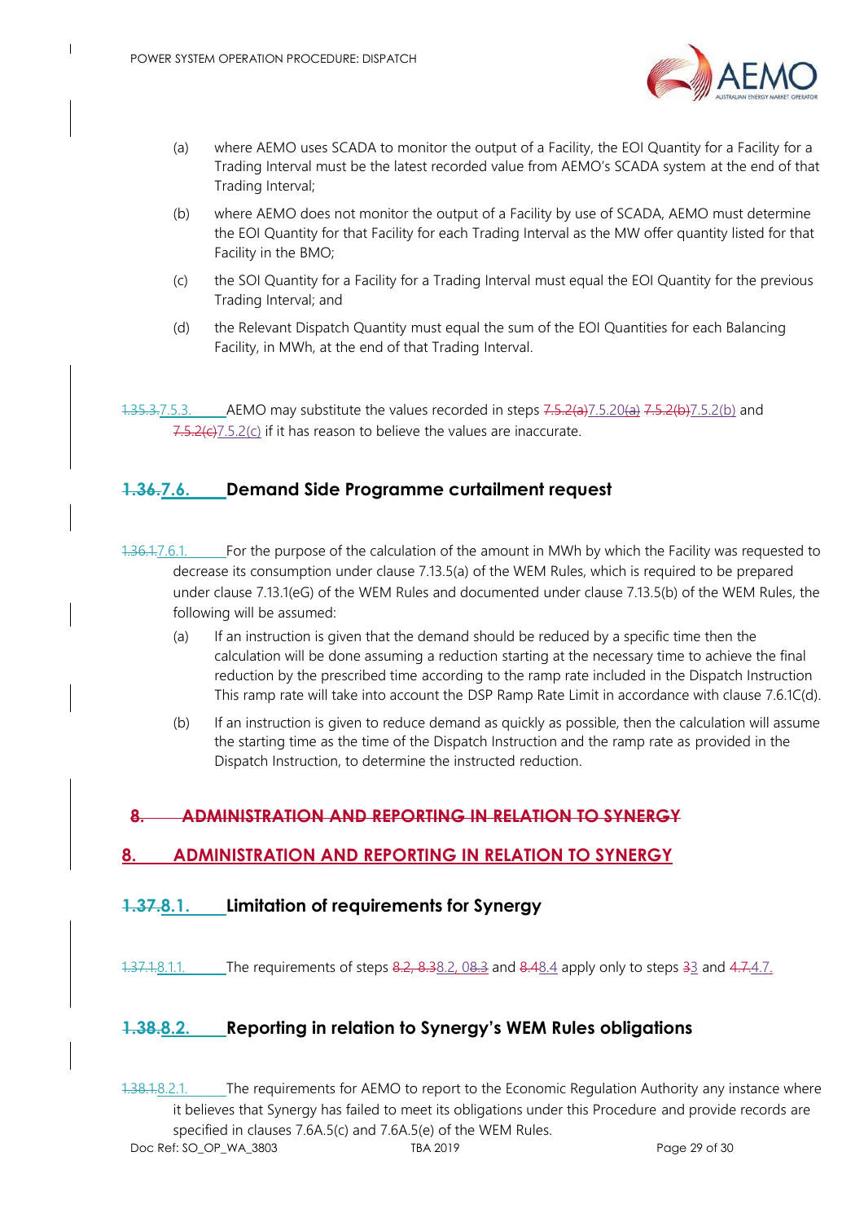(a) where AEMO uses SCADA to monitor the output of a Facility, the EOI Quantity for a Facility for a Trading Interval must be the latest recorded value from AEMO's SCADA system at the end of that Trading Interval;

(b) where AEMO does not monitor the output of a Facility by use of SCADA, AEMO must determine the EOI Quantity for that Facility for each Trading Interval as the MW offer quantity listed for that Facility in the BMO;

(c) the SOI Quantity for a Facility for a Trading Interval must equal the EOI Quantity for the previous Trading Interval; and

(d) the Relevant Dispatch Quantity must equal the sum of the EOI Quantities for each Balancing Facility, in MWh, at the end of that Trading Interval.

~~1.35.3.~~7.5.3. AEMO may substitute the values recorded in steps ~~7.5.2(a)~~7.5.20~~(a)~~ ~~7.5.2(b)~~7.5.2(b) and ~~7.5.2(c)~~7.5.2(c) if it has reason to believe the values are inaccurate.

## ~~1.36.~~7.6. Demand Side Programme curtailment request

~~1.36.1~~7.6.1. For the purpose of the calculation of the amount in MWh by which the Facility was requested to decrease its consumption under clause 7.13.5(a) of the WEM Rules, which is required to be prepared under clause 7.13.1(eG) of the WEM Rules and documented under clause 7.13.5(b) of the WEM Rules, the following will be assumed:

(a) If an instruction is given that the demand should be reduced by a specific time then the calculation will be done assuming a reduction starting at the necessary time to achieve the final reduction by the prescribed time according to the ramp rate included in the Dispatch Instruction This ramp rate will take into account the DSP Ramp Rate Limit in accordance with clause 7.6.1C(d).

(b) If an instruction is given to reduce demand as quickly as possible, then the calculation will assume the starting time as the time of the Dispatch Instruction and the ramp rate as provided in the Dispatch Instruction, to determine the instructed reduction.

# ~~8. ADMINISTRATION AND REPORTING IN RELATION TO SYNERGY~~

# 8. ADMINISTRATION AND REPORTING IN RELATION TO SYNERGY

## ~~1.37.~~8.1. Limitation of requirements for Synergy

~~1.37.1.~~8.1.1. The requirements of steps ~~8.2, 8.3~~8.2, 08.3 and ~~8.4~~8.4 apply only to steps ~~3~~3 and ~~4.7.~~4.7.

## ~~1.38.~~8.2. Reporting in relation to Synergy's WEM Rules obligations

~~1.38.1.~~8.2.1. The requirements for AEMO to report to the Economic Regulation Authority any instance where it believes that Synergy has failed to meet its obligations under this Procedure and provide records are specified in clauses 7.6A.5(c) and 7.6A.5(e) of the WEM Rules.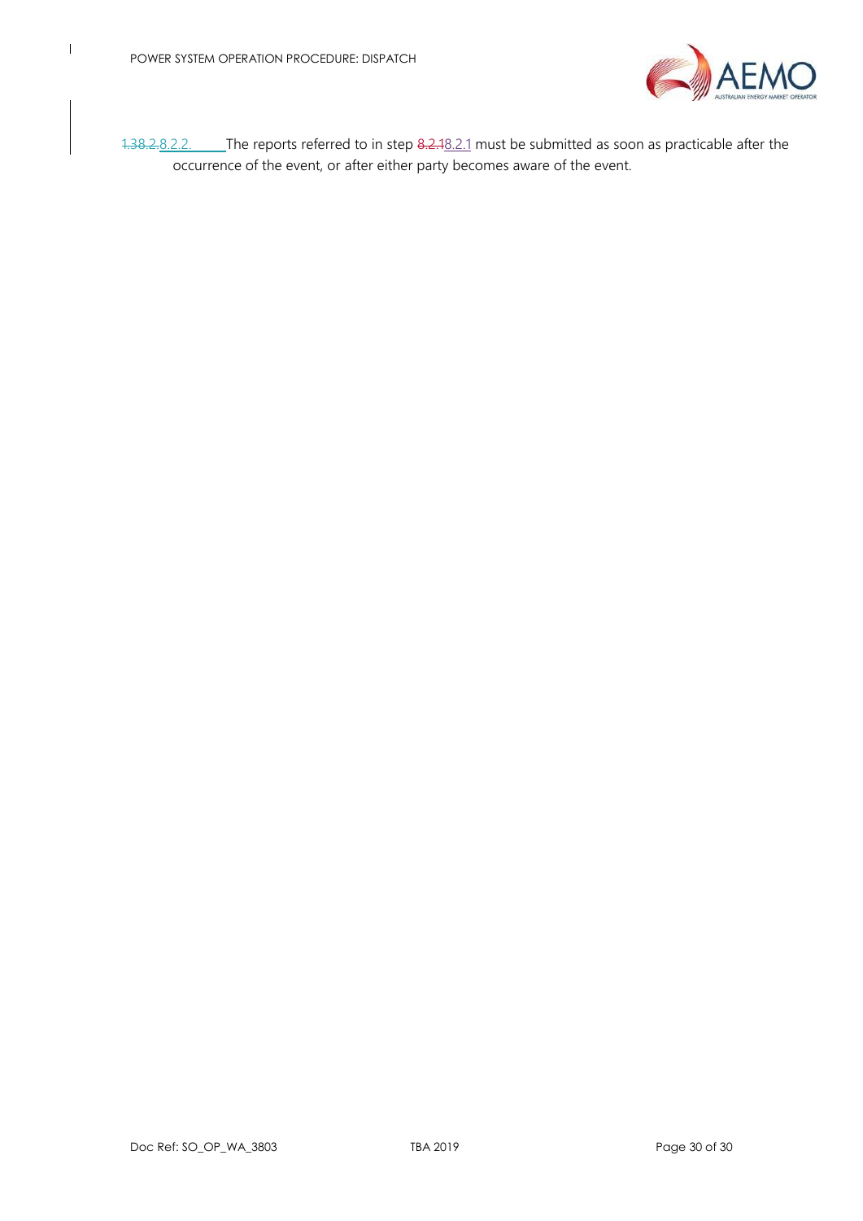1.38.2.8.2.2. The reports referred to in step 8.2.18.2.1 must be submitted as soon as practicable after the occurrence of the event, or after either party becomes aware of the event.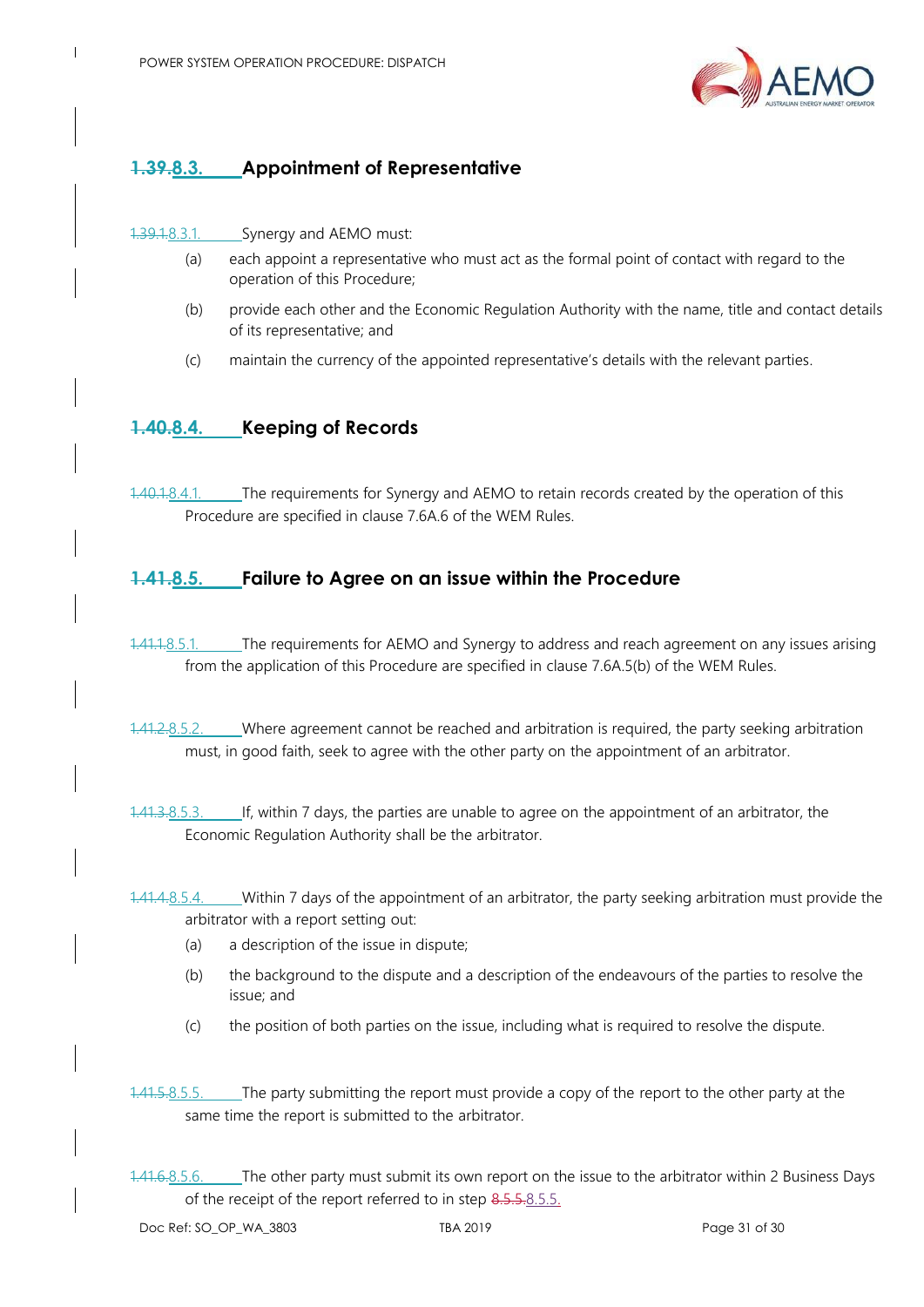## ~~1.39.~~8.3. Appointment of Representative

~~1.39.1.~~8.3.1. Synergy and AEMO must:

(a) each appoint a representative who must act as the formal point of contact with regard to the operation of this Procedure;

(b) provide each other and the Economic Regulation Authority with the name, title and contact details of its representative; and

(c) maintain the currency of the appointed representative's details with the relevant parties.

## ~~1.40.~~8.4. Keeping of Records

~~1.40.1.~~8.4.1. The requirements for Synergy and AEMO to retain records created by the operation of this Procedure are specified in clause 7.6A.6 of the WEM Rules.

## ~~1.41.~~8.5. Failure to Agree on an issue within the Procedure

~~1.41.1.~~8.5.1. The requirements for AEMO and Synergy to address and reach agreement on any issues arising from the application of this Procedure are specified in clause 7.6A.5(b) of the WEM Rules.

~~1.41.2.~~8.5.2. Where agreement cannot be reached and arbitration is required, the party seeking arbitration must, in good faith, seek to agree with the other party on the appointment of an arbitrator.

~~1.41.3.~~8.5.3. If, within 7 days, the parties are unable to agree on the appointment of an arbitrator, the Economic Regulation Authority shall be the arbitrator.

~~1.41.4.~~8.5.4. Within 7 days of the appointment of an arbitrator, the party seeking arbitration must provide the arbitrator with a report setting out:

(a) a description of the issue in dispute;

(b) the background to the dispute and a description of the endeavours of the parties to resolve the issue; and

(c) the position of both parties on the issue, including what is required to resolve the dispute.

~~1.41.5.~~8.5.5. The party submitting the report must provide a copy of the report to the other party at the same time the report is submitted to the arbitrator.

~~1.41.6.~~8.5.6. The other party must submit its own report on the issue to the arbitrator within 2 Business Days of the receipt of the report referred to in step ~~8.5.5.~~8.5.5.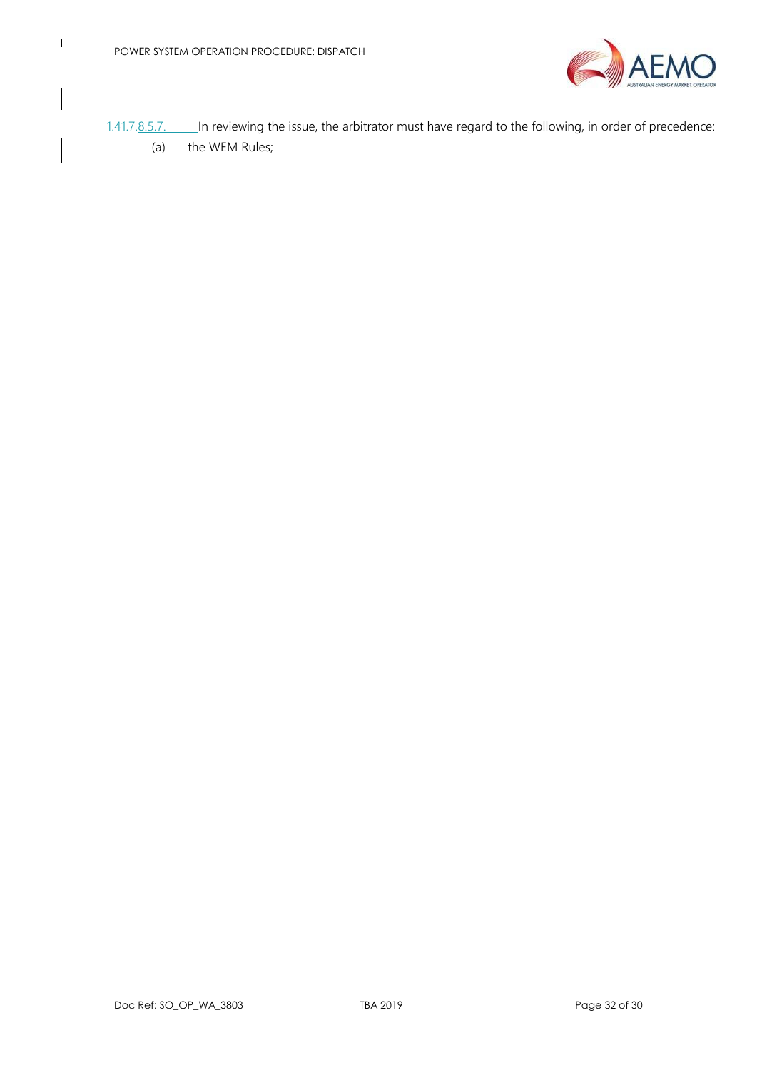~~1.41.7.~~8.5.7. In reviewing the issue, the arbitrator must have regard to the following, in order of precedence:

(a) the WEM Rules;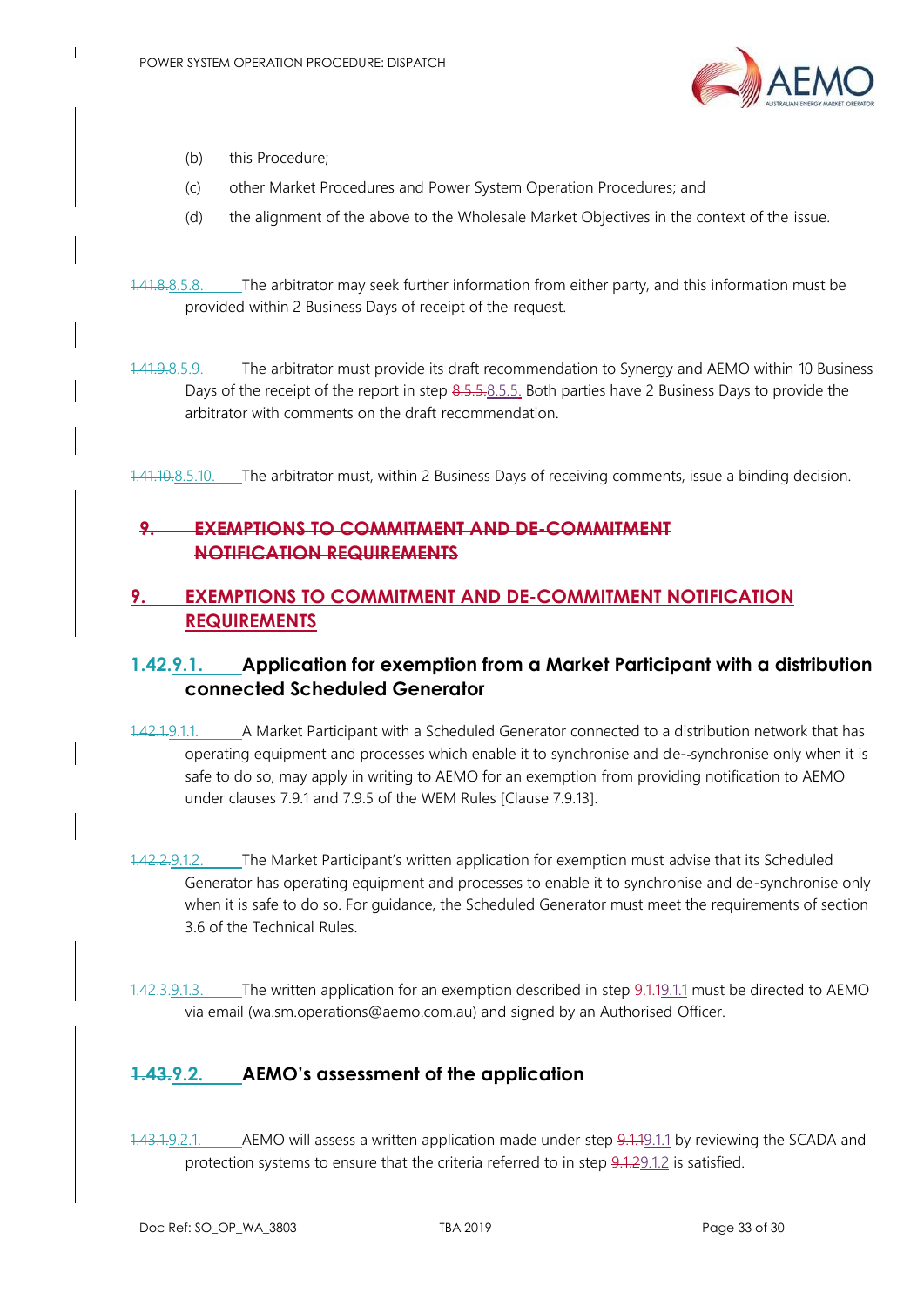(b) this Procedure;

(c) other Market Procedures and Power System Operation Procedures; and

(d) the alignment of the above to the Wholesale Market Objectives in the context of the issue.

~~1.41.8.~~8.5.8. The arbitrator may seek further information from either party, and this information must be provided within 2 Business Days of receipt of the request.

~~1.41.9.~~8.5.9. The arbitrator must provide its draft recommendation to Synergy and AEMO within 10 Business Days of the receipt of the report in step ~~8.5.5.~~8.5.5. Both parties have 2 Business Days to provide the arbitrator with comments on the draft recommendation.

~~1.41.10.~~8.5.10. The arbitrator must, within 2 Business Days of receiving comments, issue a binding decision.

## ~~9. EXEMPTIONS TO COMMITMENT AND DE-COMMITMENT NOTIFICATION REQUIREMENTS~~

## 9. EXEMPTIONS TO COMMITMENT AND DE-COMMITMENT NOTIFICATION REQUIREMENTS

### ~~1.42.~~9.1. Application for exemption from a Market Participant with a distribution connected Scheduled Generator

~~1.42.1.~~9.1.1. A Market Participant with a Scheduled Generator connected to a distribution network that has operating equipment and processes which enable it to synchronise and de--synchronise only when it is safe to do so, may apply in writing to AEMO for an exemption from providing notification to AEMO under clauses 7.9.1 and 7.9.5 of the WEM Rules [Clause 7.9.13].

~~1.42.2.~~9.1.2. The Market Participant's written application for exemption must advise that its Scheduled Generator has operating equipment and processes to enable it to synchronise and de-synchronise only when it is safe to do so. For guidance, the Scheduled Generator must meet the requirements of section 3.6 of the Technical Rules.

~~1.42.3.~~9.1.3. The written application for an exemption described in step ~~9.1.1~~9.1.1 must be directed to AEMO via email (wa.sm.operations@aemo.com.au) and signed by an Authorised Officer.

### ~~1.43.~~9.2. AEMO's assessment of the application

~~1.43.1.~~9.2.1. AEMO will assess a written application made under step ~~9.1.1~~9.1.1 by reviewing the SCADA and protection systems to ensure that the criteria referred to in step ~~9.1.2~~9.1.2 is satisfied.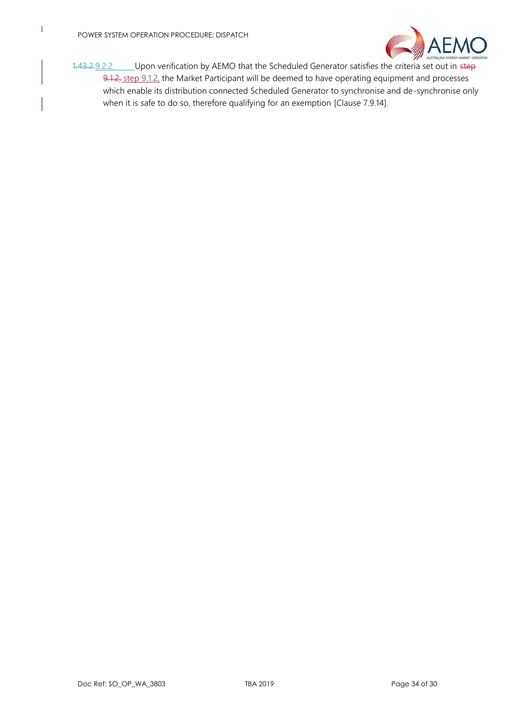~~1.43.2.~~9.2.2. Upon verification by AEMO that the Scheduled Generator satisfies the criteria set out in ~~step 9.1.2,~~ step 9.1.2, the Market Participant will be deemed to have operating equipment and processes which enable its distribution connected Scheduled Generator to synchronise and de-synchronise only when it is safe to do so, therefore qualifying for an exemption [Clause 7.9.14].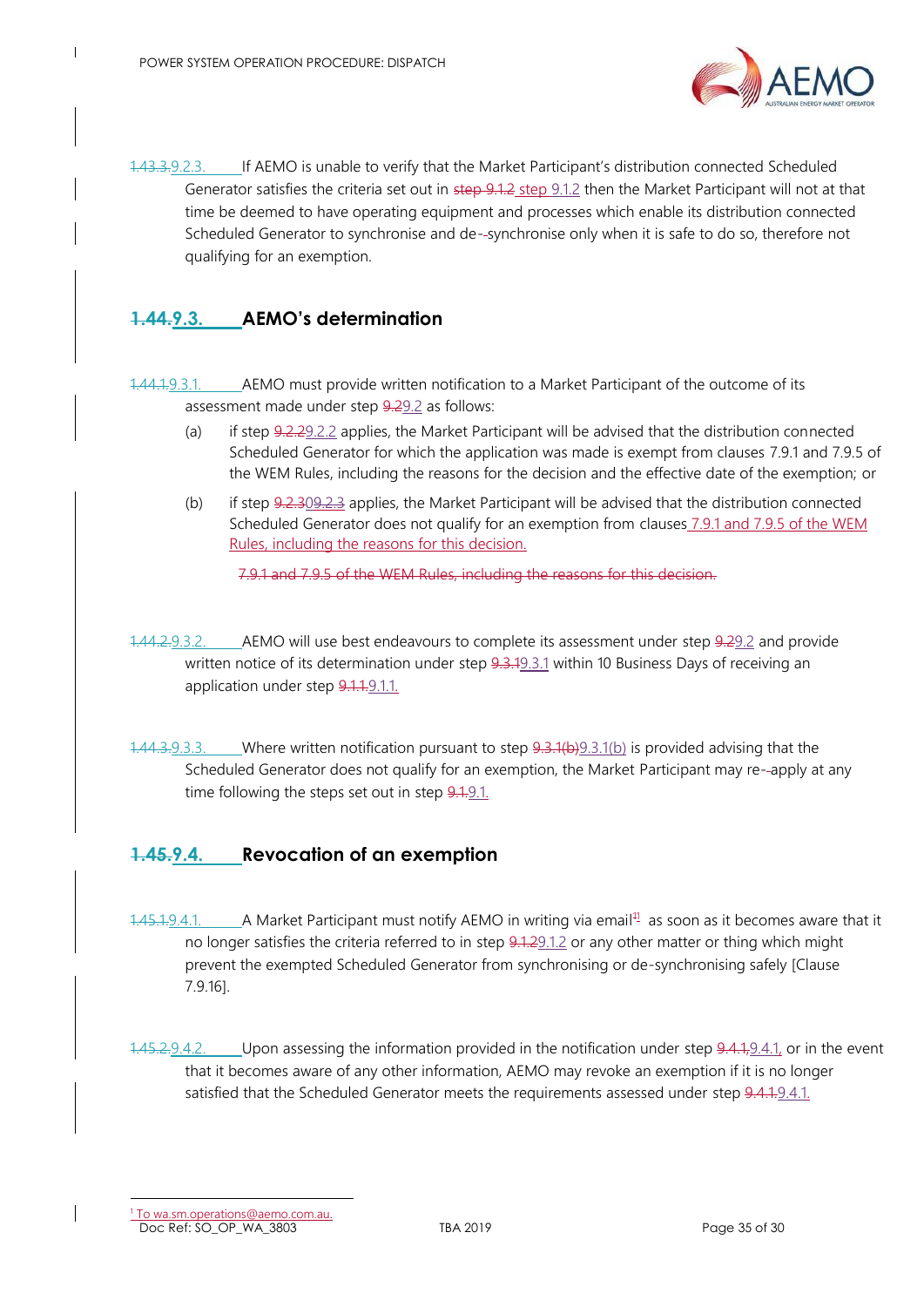9.2.3. If AEMO is unable to verify that the Market Participant's distribution connected Scheduled Generator satisfies the criteria set out in step 9.1.2 then the Market Participant will not at that time be deemed to have operating equipment and processes which enable its distribution connected Scheduled Generator to synchronise and de-synchronise only when it is safe to do so, therefore not qualifying for an exemption.

## 9.3. AEMO's determination

9.3.1. AEMO must provide written notification to a Market Participant of the outcome of its assessment made under step 9.2 as follows:

(a) if step 9.2.2 applies, the Market Participant will be advised that the distribution connected Scheduled Generator for which the application was made is exempt from clauses 7.9.1 and 7.9.5 of the WEM Rules, including the reasons for the decision and the effective date of the exemption; or

(b) if step 9.2.3 applies, the Market Participant will be advised that the distribution connected Scheduled Generator does not qualify for an exemption from clauses 7.9.1 and 7.9.5 of the WEM Rules, including the reasons for this decision.

9.3.2. AEMO will use best endeavours to complete its assessment under step 9.2 and provide written notice of its determination under step 9.3.1 within 10 Business Days of receiving an application under step 9.1.1.

9.3.3. Where written notification pursuant to step 9.3.1(b) is provided advising that the Scheduled Generator does not qualify for an exemption, the Market Participant may re-apply at any time following the steps set out in step 9.1.

## 9.4. Revocation of an exemption

9.4.1. A Market Participant must notify AEMO in writing via email[1] as soon as it becomes aware that it no longer satisfies the criteria referred to in step 9.1.2 or any other matter or thing which might prevent the exempted Scheduled Generator from synchronising or de-synchronising safely [Clause 7.9.16].

9.4.2. Upon assessing the information provided in the notification under step 9.4.1, or in the event that it becomes aware of any other information, AEMO may revoke an exemption if it is no longer satisfied that the Scheduled Generator meets the requirements assessed under step 9.4.1.

[1] To wa.sm.operations@aemo.com.au.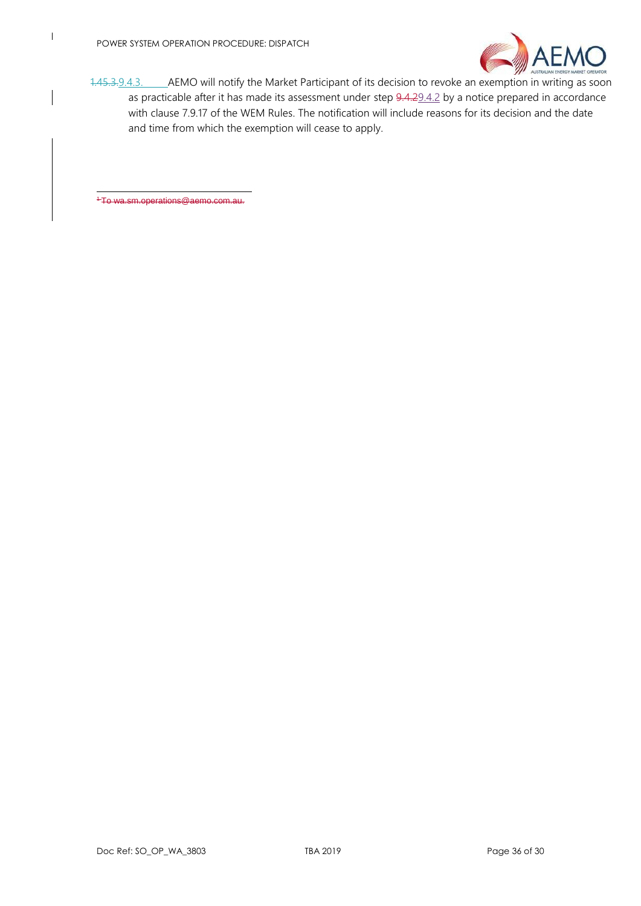1.45.3.9.4.3. AEMO will notify the Market Participant of its decision to revoke an exemption in writing as soon as practicable after it has made its assessment under step 9.4.29.4.2 by a notice prepared in accordance with clause 7.9.17 of the WEM Rules. The notification will include reasons for its decision and the date and time from which the exemption will cease to apply.

---

[1] To wa.sm.operations@aemo.com.au.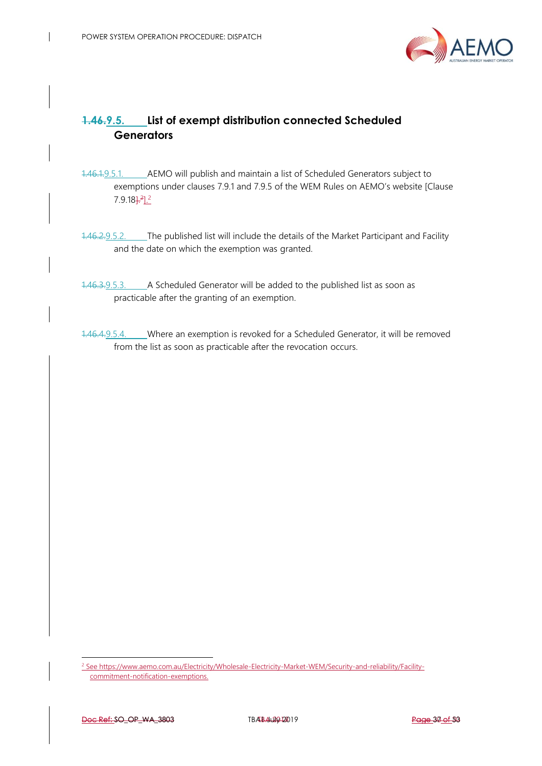## 9.5. List of exempt distribution connected Scheduled Generators

9.5.1. AEMO will publish and maintain a list of Scheduled Generators subject to exemptions under clauses 7.9.1 and 7.9.5 of the WEM Rules on AEMO's website [Clause 7.9.18].[2]

9.5.2. The published list will include the details of the Market Participant and Facility and the date on which the exemption was granted.

9.5.3. A Scheduled Generator will be added to the published list as soon as practicable after the granting of an exemption.

9.5.4. Where an exemption is revoked for a Scheduled Generator, it will be removed from the list as soon as practicable after the revocation occurs.

[2] See https://www.aemo.com.au/Electricity/Wholesale-Electricity-Market-WEM/Security-and-reliability/Facility-commitment-notification-exemptions.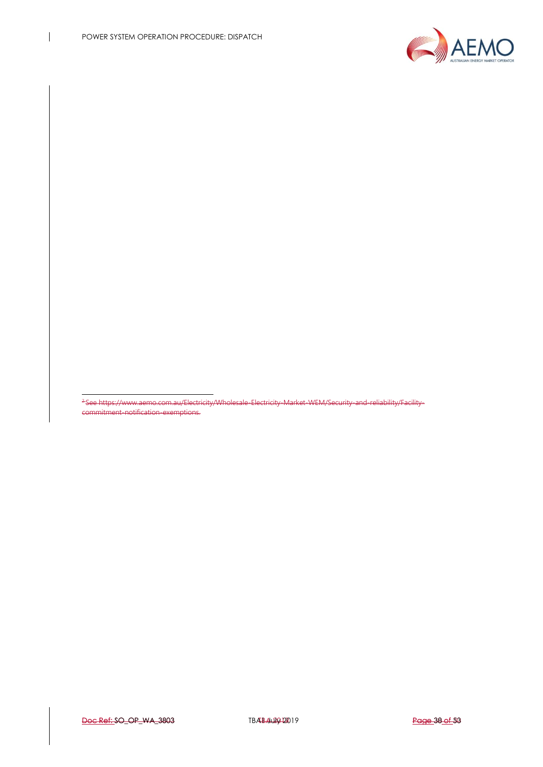[2] See https://www.aemo.com.au/Electricity/Wholesale-Electricity-Market-WEM/Security-and-reliability/Facility-commitment-notification-exemptions.